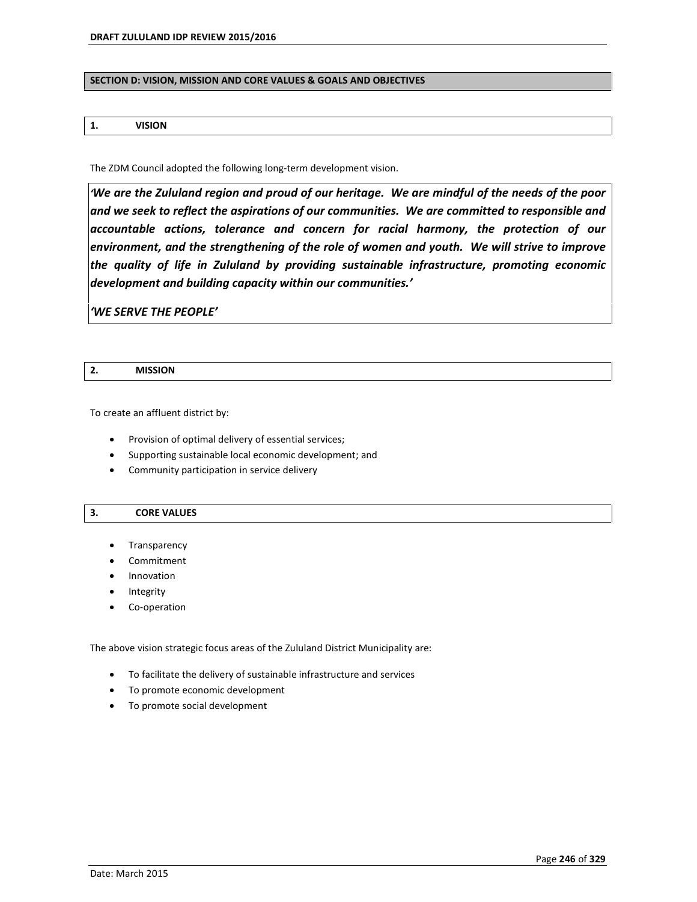## SECTION D: VISION, MISSION AND CORE VALUES & GOALS AND OBJECTIVES

### 1. VISION

The ZDM Council adopted the following long-term development vision.

> ***'We are the Zululand region and proud of our heritage. We are mindful of the needs of the poor and we seek to reflect the aspirations of our communities. We are committed to responsible and accountable actions, tolerance and concern for racial harmony, the protection of our environment, and the strengthening of the role of women and youth. We will strive to improve the quality of life in Zululand by providing sustainable infrastructure, promoting economic development and building capacity within our communities.'***
>
> ***'WE SERVE THE PEOPLE'***

### 2. MISSION

To create an affluent district by:

- Provision of optimal delivery of essential services;
- Supporting sustainable local economic development; and
- Community participation in service delivery

### 3. CORE VALUES

- Transparency
- Commitment
- Innovation
- Integrity
- Co-operation

The above vision strategic focus areas of the Zululand District Municipality are:

- To facilitate the delivery of sustainable infrastructure and services
- To promote economic development
- To promote social development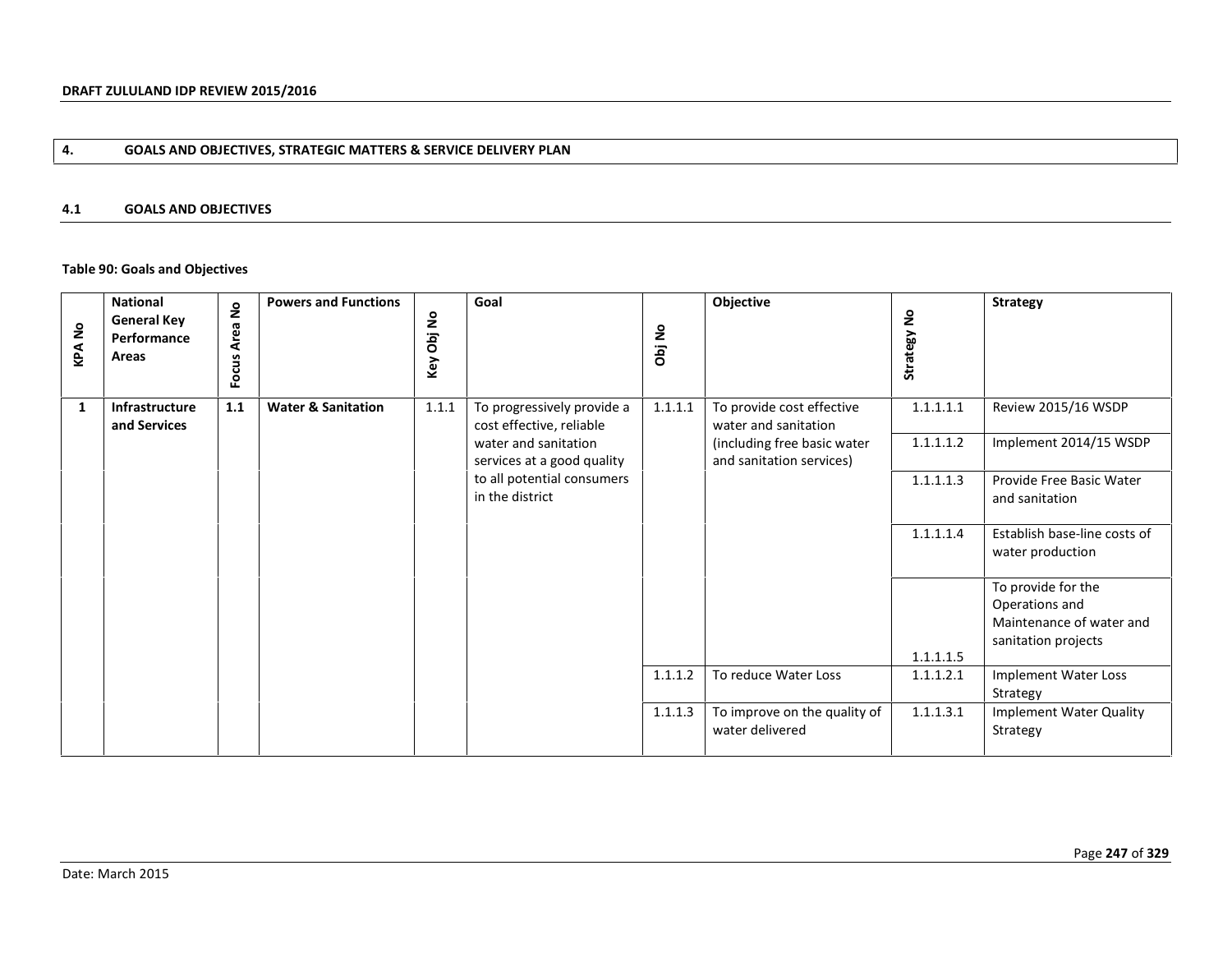## 4. GOALS AND OBJECTIVES, STRATEGIC MATTERS & SERVICE DELIVERY PLAN

### 4.1 GOALS AND OBJECTIVES

**Table 90: Goals and Objectives**

| KPA No | National General Key Performance Areas | Focus Area No | Powers and Functions | Key Obj No | Goal | Obj No | Objective | Strategy No | Strategy |
|---|---|---|---|---|---|---|---|---|---|
| **1** | **Infrastructure and Services** | **1.1** | **Water & Sanitation** | 1.1.1 | To progressively provide a cost effective, reliable water and sanitation services at a good quality to all potential consumers in the district | 1.1.1.1 | To provide cost effective water and sanitation (including free basic water and sanitation services) | 1.1.1.1.1 | Review 2015/16 WSDP |
| | | | | | | | | 1.1.1.1.2 | Implement 2014/15 WSDP |
| | | | | | | | | 1.1.1.1.3 | Provide Free Basic Water and sanitation |
| | | | | | | | | 1.1.1.1.4 | Establish base-line costs of water production |
| | | | | | | | | 1.1.1.1.5 | To provide for the Operations and Maintenance of water and sanitation projects |
| | | | | | | 1.1.1.2 | To reduce Water Loss | 1.1.1.2.1 | Implement Water Loss Strategy |
| | | | | | | 1.1.1.3 | To improve on the quality of water delivered | 1.1.1.3.1 | Implement Water Quality Strategy |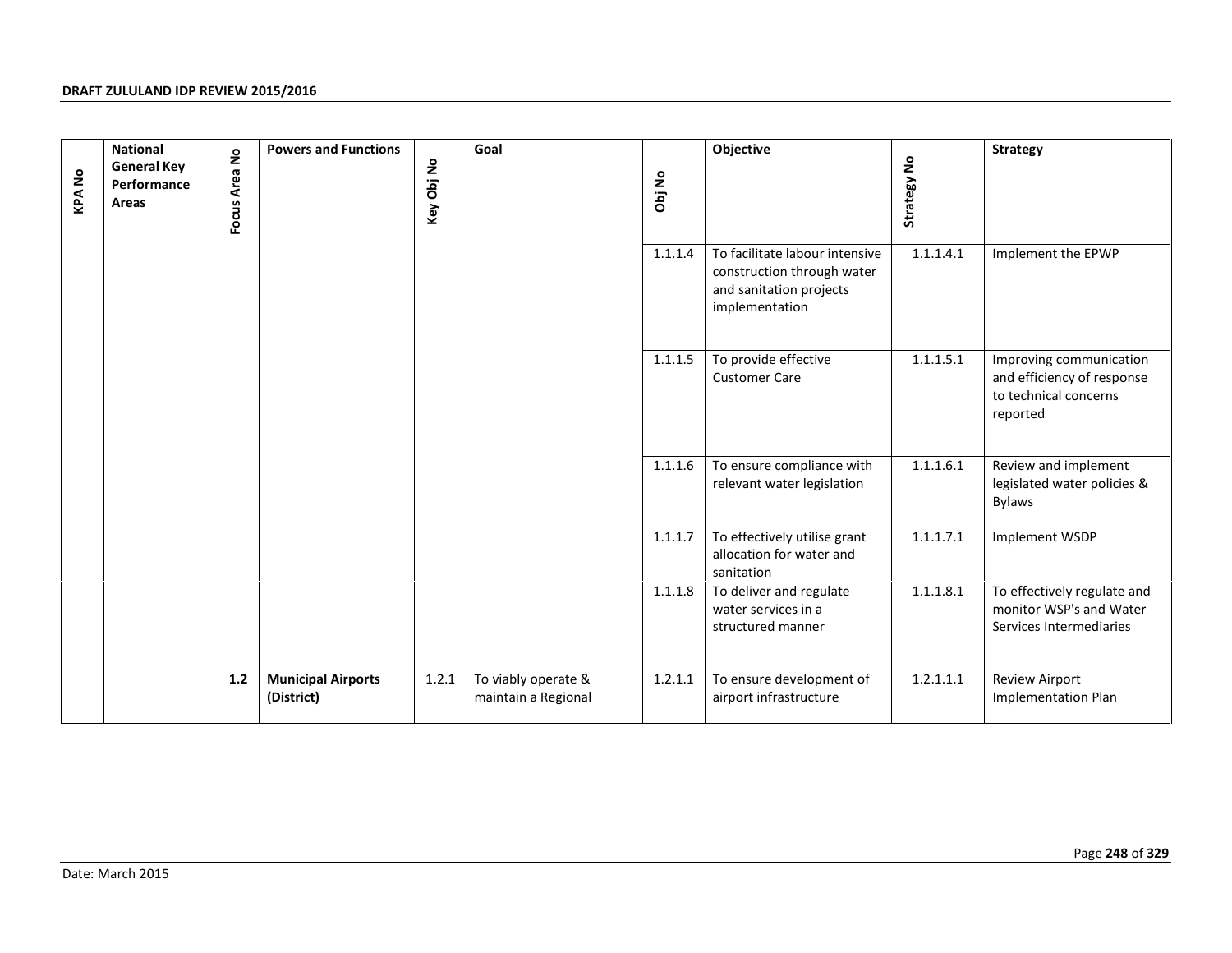| KPA No | National General Key Performance Areas | Focus Area No | Powers and Functions | Key Obj No | Goal | Obj No | Objective | Strategy No | Strategy |
|---|---|---|---|---|---|---|---|---|---|
| | | | | | | 1.1.1.4 | To facilitate labour intensive construction through water and sanitation projects implementation | 1.1.1.4.1 | Implement the EPWP |
| | | | | | | 1.1.1.5 | To provide effective Customer Care | 1.1.1.5.1 | Improving communication and efficiency of response to technical concerns reported |
| | | | | | | 1.1.1.6 | To ensure compliance with relevant water legislation | 1.1.1.6.1 | Review and implement legislated water policies & Bylaws |
| | | | | | | 1.1.1.7 | To effectively utilise grant allocation for water and sanitation | 1.1.1.7.1 | Implement WSDP |
| | | | | | | 1.1.1.8 | To deliver and regulate water services in a structured manner | 1.1.1.8.1 | To effectively regulate and monitor WSP's and Water Services Intermediaries |
| | | **1.2** | **Municipal Airports (District)** | 1.2.1 | To viably operate & maintain a Regional | 1.2.1.1 | To ensure development of airport infrastructure | 1.2.1.1.1 | Review Airport Implementation Plan |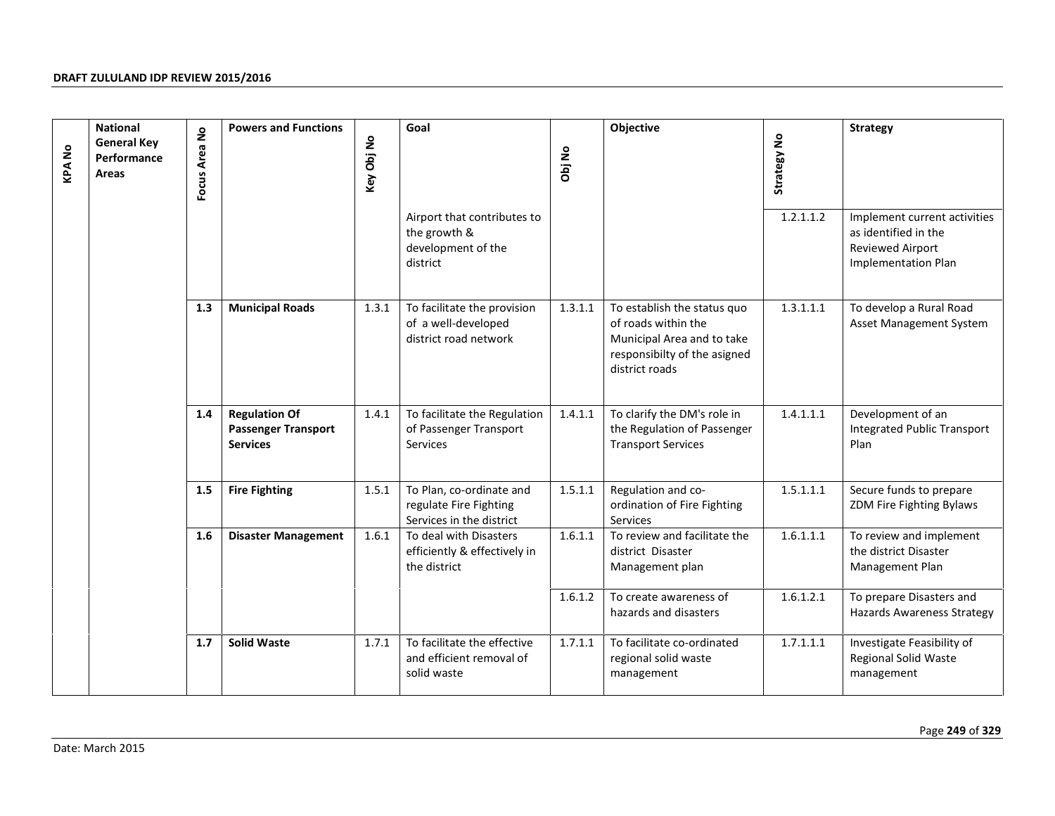| KPA No | National General Key Performance Areas | Focus Area No | Powers and Functions | Key Obj No | Goal | Obj No | Objective | Strategy No | Strategy |
|---|---|---|---|---|---|---|---|---|---|
| | | | | | Airport that contributes to the growth & development of the district | | | 1.2.1.1.2 | Implement current activities as identified in the Reviewed Airport Implementation Plan |
| | | **1.3** | **Municipal Roads** | 1.3.1 | To facilitate the provision of a well-developed district road network | 1.3.1.1 | To establish the status quo of roads within the Municipal Area and to take responsibilty of the asigned district roads | 1.3.1.1.1 | To develop a Rural Road Asset Management System |
| | | **1.4** | **Regulation Of Passenger Transport Services** | 1.4.1 | To facilitate the Regulation of Passenger Transport Services | 1.4.1.1 | To clarify the DM's role in the Regulation of Passenger Transport Services | 1.4.1.1.1 | Development of an Integrated Public Transport Plan |
| | | **1.5** | **Fire Fighting** | 1.5.1 | To Plan, co-ordinate and regulate Fire Fighting Services in the district | 1.5.1.1 | Regulation and co-ordination of Fire Fighting Services | 1.5.1.1.1 | Secure funds to prepare ZDM Fire Fighting Bylaws |
| | | **1.6** | **Disaster Management** | 1.6.1 | To deal with Disasters efficiently & effectively in the district | 1.6.1.1 | To review and facilitate the district Disaster Management plan | 1.6.1.1.1 | To review and implement the district Disaster Management Plan |
| | | | | | | 1.6.1.2 | To create awareness of hazards and disasters | 1.6.1.2.1 | To prepare Disasters and Hazards Awareness Strategy |
| | | **1.7** | **Solid Waste** | 1.7.1 | To facilitate the effective and efficient removal of solid waste | 1.7.1.1 | To facilitate co-ordinated regional solid waste management | 1.7.1.1.1 | Investigate Feasibility of Regional Solid Waste management |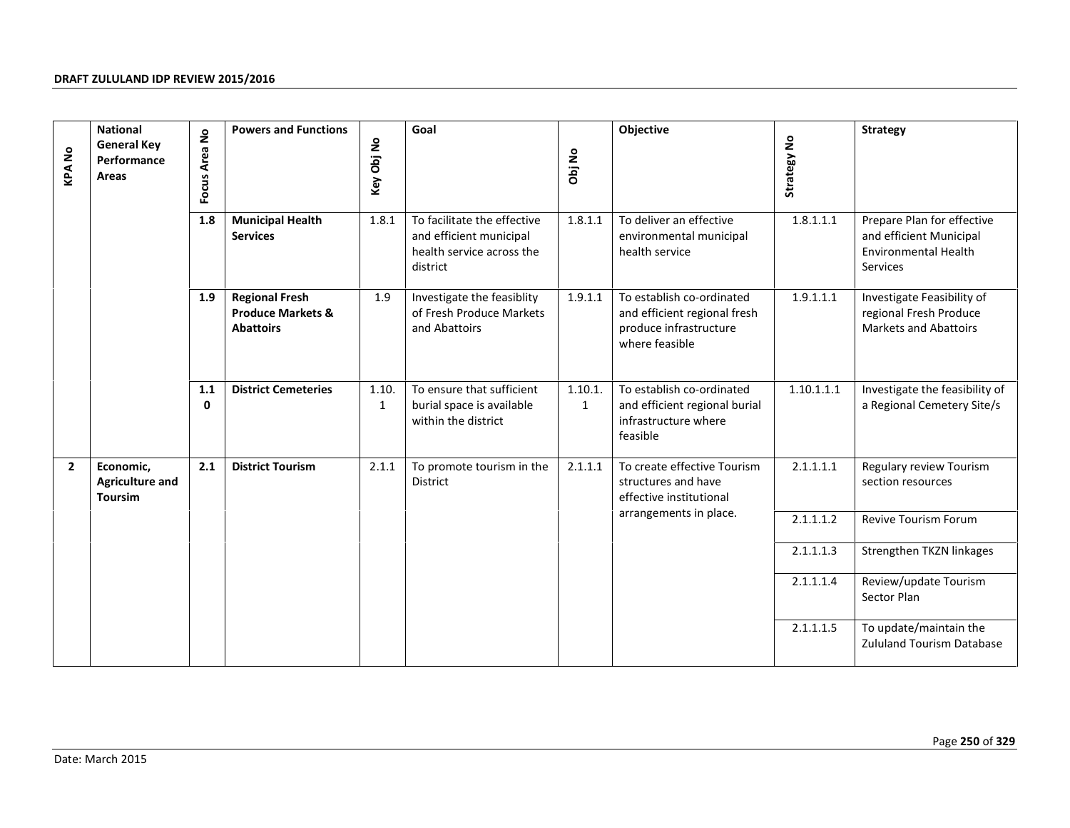| KPA No | National General Key Performance Areas | Focus Area No | Powers and Functions | Key Obj No | Goal | Obj No | Objective | Strategy No | Strategy |
|---|---|---|---|---|---|---|---|---|---|
| | | **1.8** | **Municipal Health Services** | 1.8.1 | To facilitate the effective and efficient municipal health service across the district | 1.8.1.1 | To deliver an effective environmental municipal health service | 1.8.1.1.1 | Prepare Plan for effective and efficient Municipal Environmental Health Services |
| | | **1.9** | **Regional Fresh Produce Markets & Abattoirs** | 1.9 | Investigate the feasiblity of Fresh Produce Markets and Abattoirs | 1.9.1.1 | To establish co-ordinated and efficient regional fresh produce infrastructure where feasible | 1.9.1.1.1 | Investigate Feasibility of regional Fresh Produce Markets and Abattoirs |
| | | **1.10** | **District Cemeteries** | 1.10.1 | To ensure that sufficient burial space is available within the district | 1.10.1.1 | To establish co-ordinated and efficient regional burial infrastructure where feasible | 1.10.1.1.1 | Investigate the feasibility of a Regional Cemetery Site/s |
| **2** | **Economic, Agriculture and Toursim** | **2.1** | **District Tourism** | 2.1.1 | To promote tourism in the District | 2.1.1.1 | To create effective Tourism structures and have effective institutional arrangements in place. | 2.1.1.1.1 | Regulary review Tourism section resources |
| | | | | | | | | 2.1.1.1.2 | Revive Tourism Forum |
| | | | | | | | | 2.1.1.1.3 | Strengthen TKZN linkages |
| | | | | | | | | 2.1.1.1.4 | Review/update Tourism Sector Plan |
| | | | | | | | | 2.1.1.1.5 | To update/maintain the Zululand Tourism Database |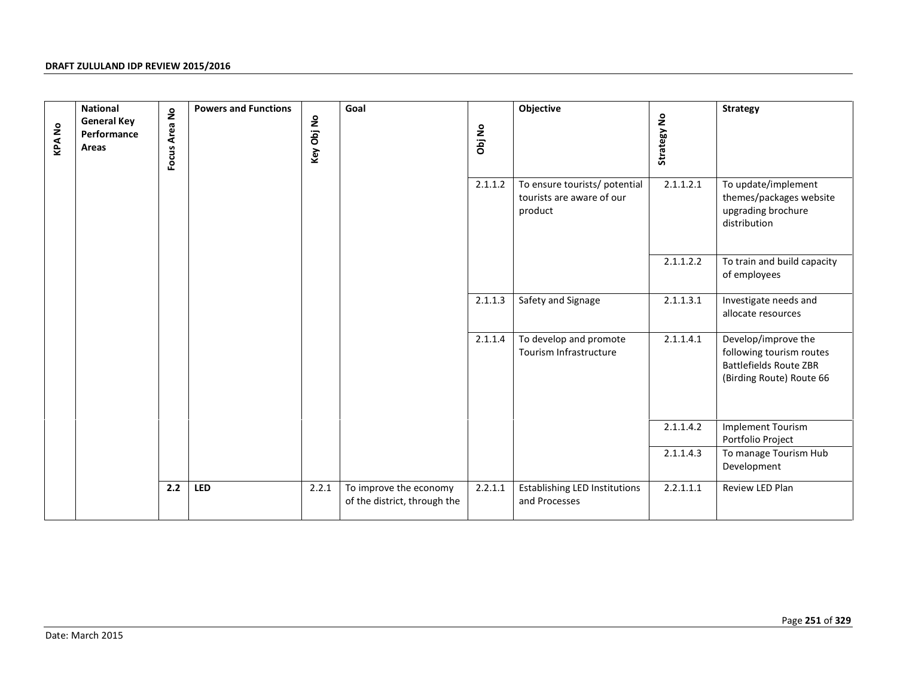| KPA No | National General Key Performance Areas | Focus Area No | Powers and Functions | Key Obj No | Goal | Obj No | Objective | Strategy No | Strategy |
|---|---|---|---|---|---|---|---|---|---|
| | | | | | | 2.1.1.2 | To ensure tourists/ potential tourists are aware of our product | 2.1.1.2.1 | To update/implement themes/packages website upgrading brochure distribution |
| | | | | | | | | 2.1.1.2.2 | To train and build capacity of employees |
| | | | | | | 2.1.1.3 | Safety and Signage | 2.1.1.3.1 | Investigate needs and allocate resources |
| | | | | | | 2.1.1.4 | To develop and promote Tourism Infrastructure | 2.1.1.4.1 | Develop/improve the following tourism routes Battlefields Route ZBR (Birding Route) Route 66 |
| | | | | | | | | 2.1.1.4.2 | Implement Tourism Portfolio Project |
| | | | | | | | | 2.1.1.4.3 | To manage Tourism Hub Development |
| | | **2.2** | **LED** | 2.2.1 | To improve the economy of the district, through the | 2.2.1.1 | Establishing LED Institutions and Processes | 2.2.1.1.1 | Review LED Plan |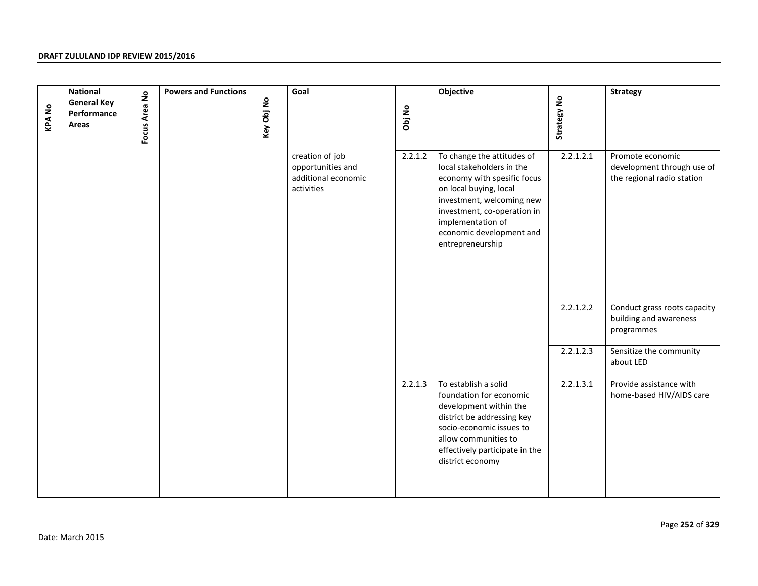| KPA No | National General Key Performance Areas | Focus Area No | Powers and Functions | Key Obj No | Goal | Obj No | Objective | Strategy No | Strategy |
|---|---|---|---|---|---|---|---|---|---|
| | | | | | creation of job opportunities and additional economic activities | 2.2.1.2 | To change the attitudes of local stakeholders in the economy with spesific focus on local buying, local investment, welcoming new investment, co-operation in implementation of economic development and entrepreneurship | 2.2.1.2.1 | Promote economic development through use of the regional radio station |
| | | | | | | | | 2.2.1.2.2 | Conduct grass roots capacity building and awareness programmes |
| | | | | | | | | 2.2.1.2.3 | Sensitize the community about LED |
| | | | | | | 2.2.1.3 | To establish a solid foundation for economic development within the district be addressing key socio-economic issues to allow communities to effectively participate in the district economy | 2.2.1.3.1 | Provide assistance with home-based HIV/AIDS care |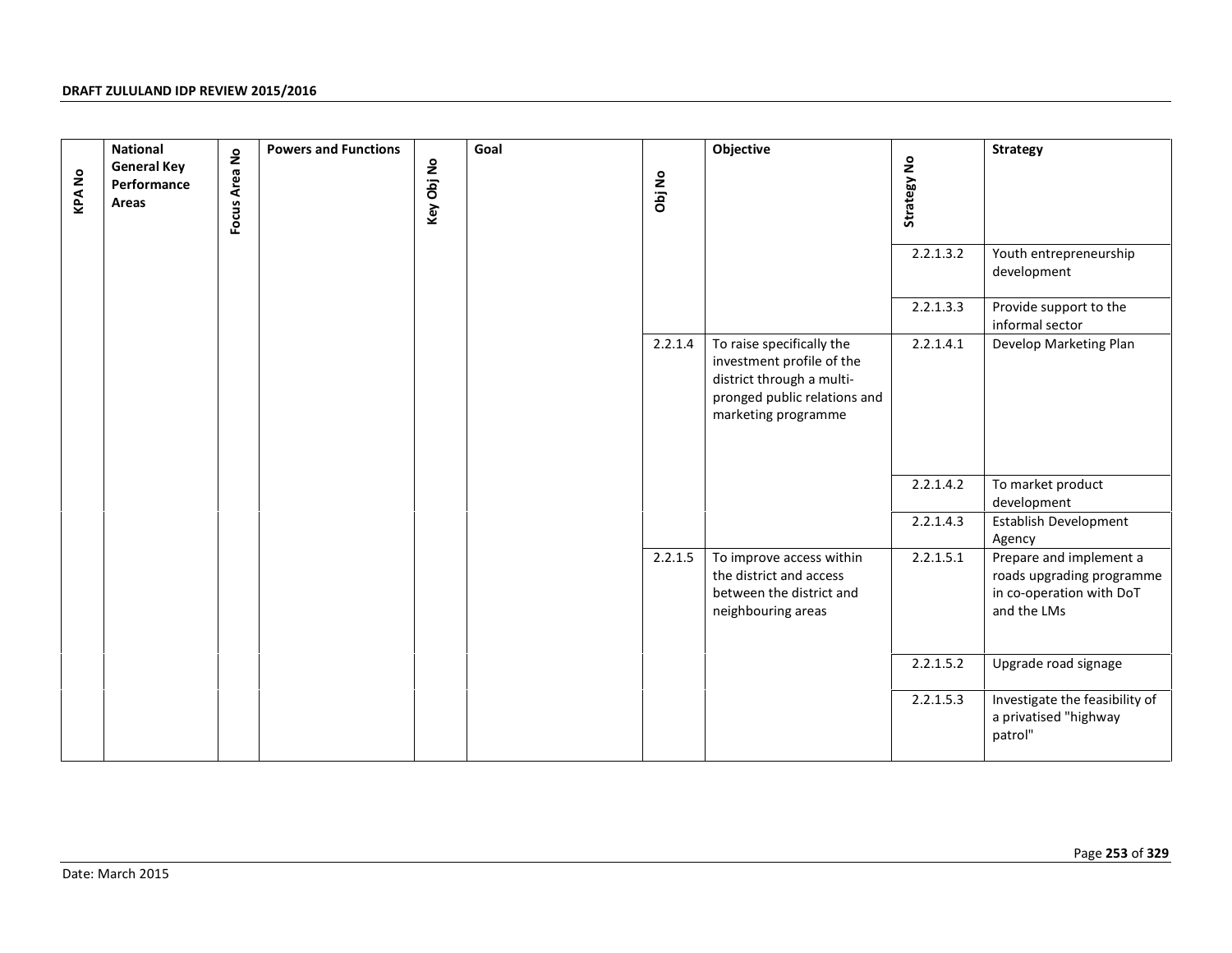| KPA No | National General Key Performance Areas | Focus Area No | Powers and Functions | Key Obj No | Goal | Obj No | Objective | Strategy No | Strategy |
|---|---|---|---|---|---|---|---|---|---|
| | | | | | | | | 2.2.1.3.2 | Youth entrepreneurship development |
| | | | | | | | | 2.2.1.3.3 | Provide support to the informal sector |
| | | | | | | 2.2.1.4 | To raise specifically the investment profile of the district through a multi-pronged public relations and marketing programme | 2.2.1.4.1 | Develop Marketing Plan |
| | | | | | | | | 2.2.1.4.2 | To market product development |
| | | | | | | | | 2.2.1.4.3 | Establish Development Agency |
| | | | | | | 2.2.1.5 | To improve access within the district and access between the district and neighbouring areas | 2.2.1.5.1 | Prepare and implement a roads upgrading programme in co-operation with DoT and the LMs |
| | | | | | | | | 2.2.1.5.2 | Upgrade road signage |
| | | | | | | | | 2.2.1.5.3 | Investigate the feasibility of a privatised "highway patrol" |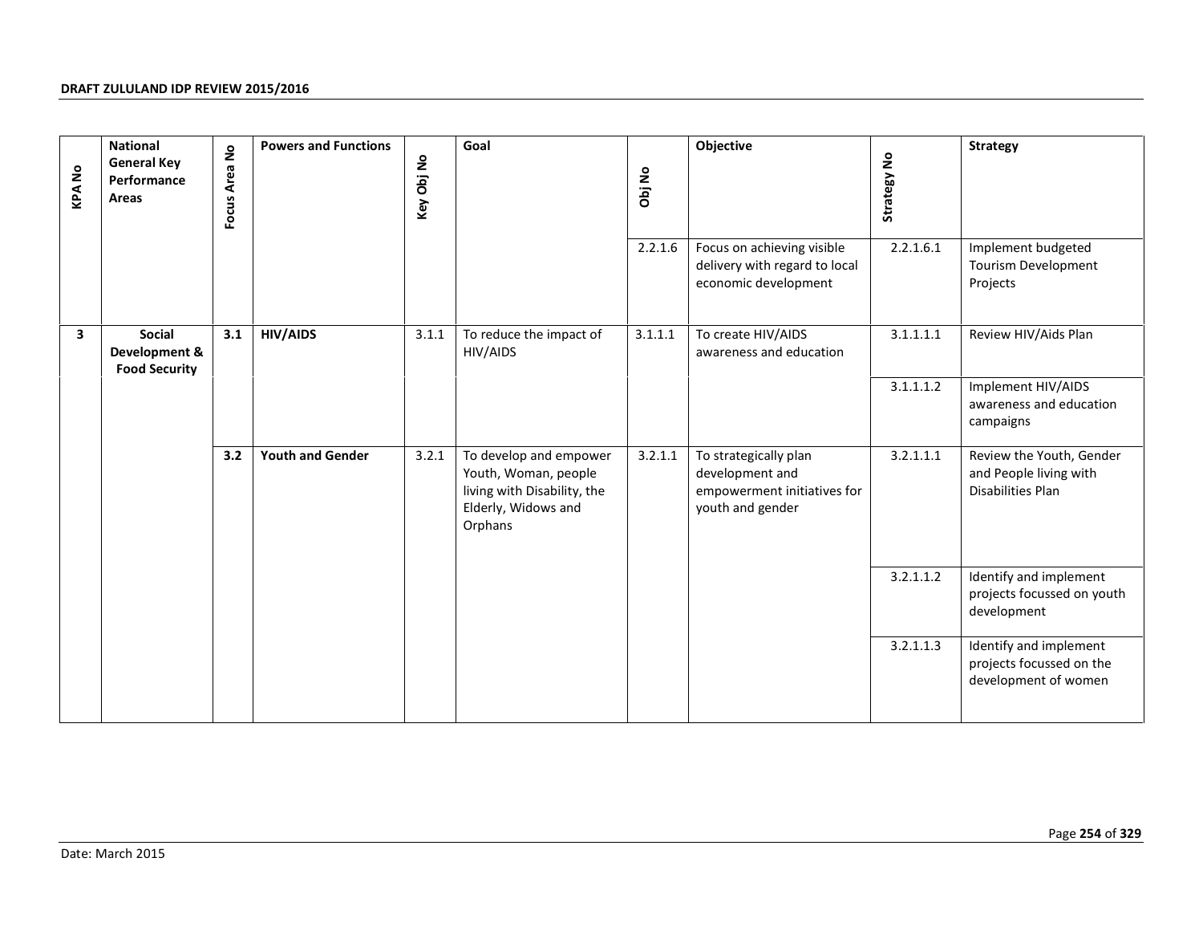| KPA No | National General Key Performance Areas | Focus Area No | Powers and Functions | Key Obj No | Goal | Obj No | Objective | Strategy No | Strategy |
|---|---|---|---|---|---|---|---|---|---|
| | | | | | | 2.2.1.6 | Focus on achieving visible delivery with regard to local economic development | 2.2.1.6.1 | Implement budgeted Tourism Development Projects |
| **3** | **Social Development & Food Security** | **3.1** | **HIV/AIDS** | 3.1.1 | To reduce the impact of HIV/AIDS | 3.1.1.1 | To create HIV/AIDS awareness and education | 3.1.1.1.1 | Review HIV/Aids Plan |
| | | | | | | | | 3.1.1.1.2 | Implement HIV/AIDS awareness and education campaigns |
| | | **3.2** | **Youth and Gender** | 3.2.1 | To develop and empower Youth, Woman, people living with Disability, the Elderly, Widows and Orphans | 3.2.1.1 | To strategically plan development and empowerment initiatives for youth and gender | 3.2.1.1.1 | Review the Youth, Gender and People living with Disabilities Plan |
| | | | | | | | | 3.2.1.1.2 | Identify and implement projects focussed on youth development |
| | | | | | | | | 3.2.1.1.3 | Identify and implement projects focussed on the development of women |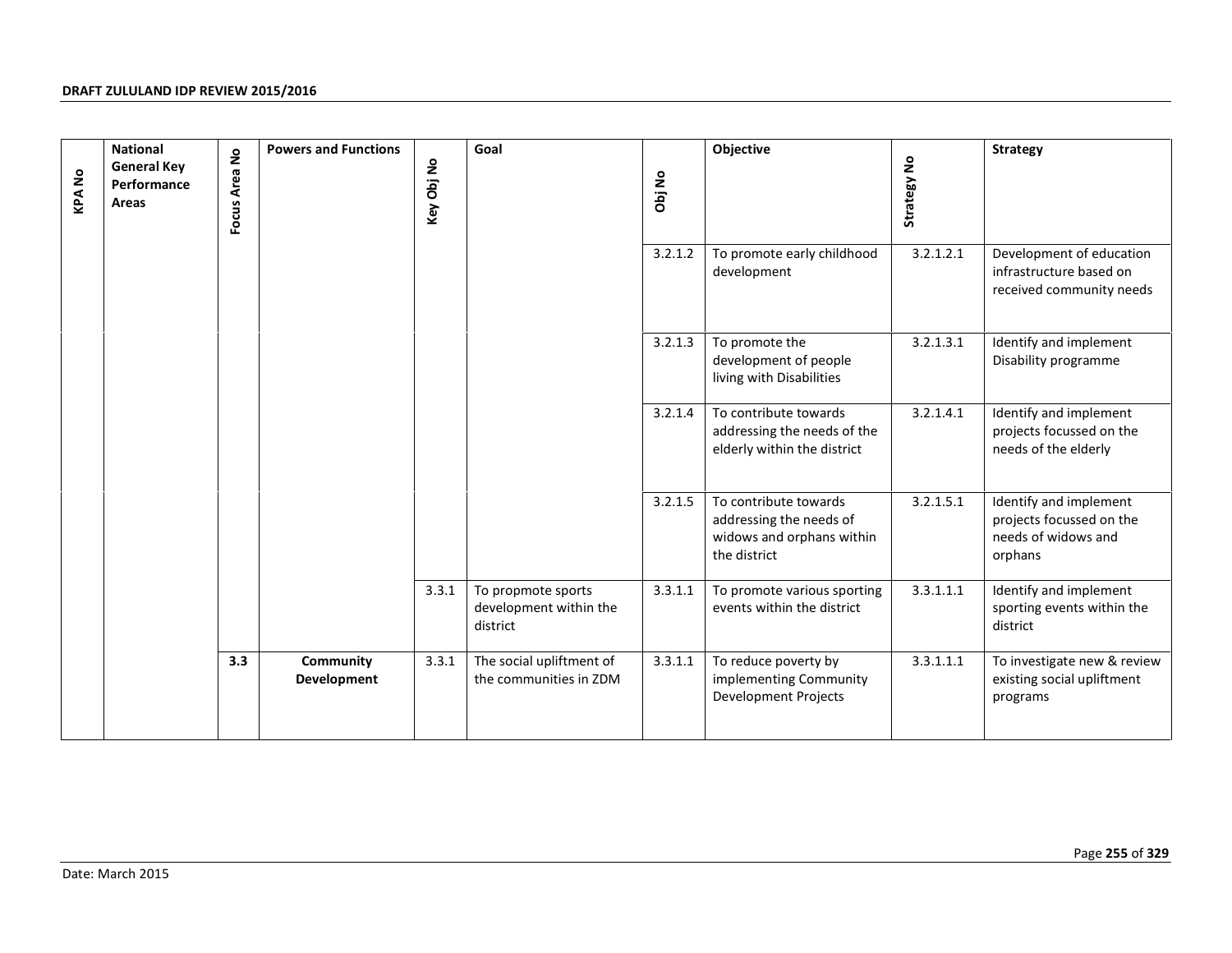| KPA No | National General Key Performance Areas | Focus Area No | Powers and Functions | Key Obj No | Goal | Obj No | Objective | Strategy No | Strategy |
|---|---|---|---|---|---|---|---|---|---|
| | | | | | | 3.2.1.2 | To promote early childhood development | 3.2.1.2.1 | Development of education infrastructure based on received community needs |
| | | | | | | 3.2.1.3 | To promote the development of people living with Disabilities | 3.2.1.3.1 | Identify and implement Disability programme |
| | | | | | | 3.2.1.4 | To contribute towards addressing the needs of the elderly within the district | 3.2.1.4.1 | Identify and implement projects focussed on the needs of the elderly |
| | | | | | | 3.2.1.5 | To contribute towards addressing the needs of widows and orphans within the district | 3.2.1.5.1 | Identify and implement projects focussed on the needs of widows and orphans |
| | | | | 3.3.1 | To propmote sports development within the district | 3.3.1.1 | To promote various sporting events within the district | 3.3.1.1.1 | Identify and implement sporting events within the district |
| | | **3.3** | **Community Development** | 3.3.1 | The social upliftment of the communities in ZDM | 3.3.1.1 | To reduce poverty by implementing Community Development Projects | 3.3.1.1.1 | To investigate new & review existing social upliftment programs |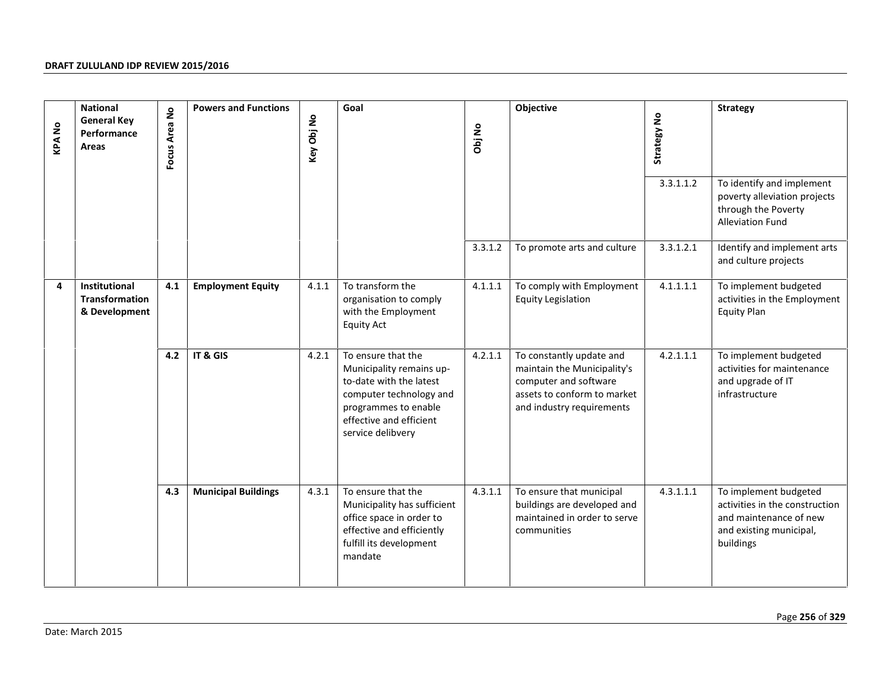| KPA No | National General Key Performance Areas | Focus Area No | Powers and Functions | Key Obj No | Goal | Obj No | Objective | Strategy No | Strategy |
|---|---|---|---|---|---|---|---|---|---|
| | | | | | | | | 3.3.1.1.2 | To identify and implement poverty alleviation projects through the Poverty Alleviation Fund |
| | | | | | | 3.3.1.2 | To promote arts and culture | 3.3.1.2.1 | Identify and implement arts and culture projects |
| **4** | **Institutional Transformation & Development** | **4.1** | **Employment Equity** | 4.1.1 | To transform the organisation to comply with the Employment Equity Act | 4.1.1.1 | To comply with Employment Equity Legislation | 4.1.1.1.1 | To implement budgeted activities in the Employment Equity Plan |
| | | **4.2** | **IT & GIS** | 4.2.1 | To ensure that the Municipality remains up-to-date with the latest computer technology and programmes to enable effective and efficient service delibvery | 4.2.1.1 | To constantly update and maintain the Municipality's computer and software assets to conform to market and industry requirements | 4.2.1.1.1 | To implement budgeted activities for maintenance and upgrade of IT infrastructure |
| | | **4.3** | **Municipal Buildings** | 4.3.1 | To ensure that the Municipality has sufficient office space in order to effective and efficiently fulfill its development mandate | 4.3.1.1 | To ensure that municipal buildings are developed and maintained in order to serve communities | 4.3.1.1.1 | To implement budgeted activities in the construction and maintenance of new and existing municipal, buildings |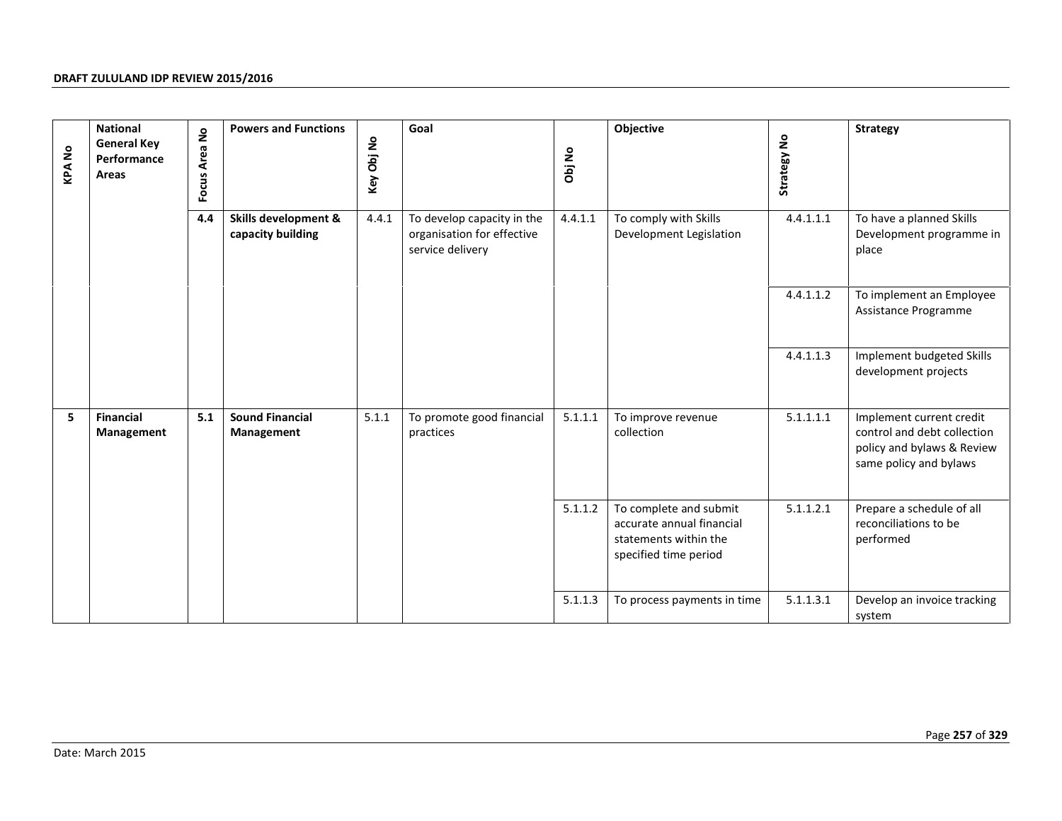| KPA No | National General Key Performance Areas | Focus Area No | Powers and Functions | Key Obj No | Goal | Obj No | Objective | Strategy No | Strategy |
|---|---|---|---|---|---|---|---|---|---|
| | | **4.4** | **Skills development & capacity building** | 4.4.1 | To develop capacity in the organisation for effective service delivery | 4.4.1.1 | To comply with Skills Development Legislation | 4.4.1.1.1 | To have a planned Skills Development programme in place |
| | | | | | | | | 4.4.1.1.2 | To implement an Employee Assistance Programme |
| | | | | | | | | 4.4.1.1.3 | Implement budgeted Skills development projects |
| **5** | **Financial Management** | **5.1** | **Sound Financial Management** | 5.1.1 | To promote good financial practices | 5.1.1.1 | To improve revenue collection | 5.1.1.1.1 | Implement current credit control and debt collection policy and bylaws & Review same policy and bylaws |
| | | | | | | 5.1.1.2 | To complete and submit accurate annual financial statements within the specified time period | 5.1.1.2.1 | Prepare a schedule of all reconciliations to be performed |
| | | | | | | 5.1.1.3 | To process payments in time | 5.1.1.3.1 | Develop an invoice tracking system |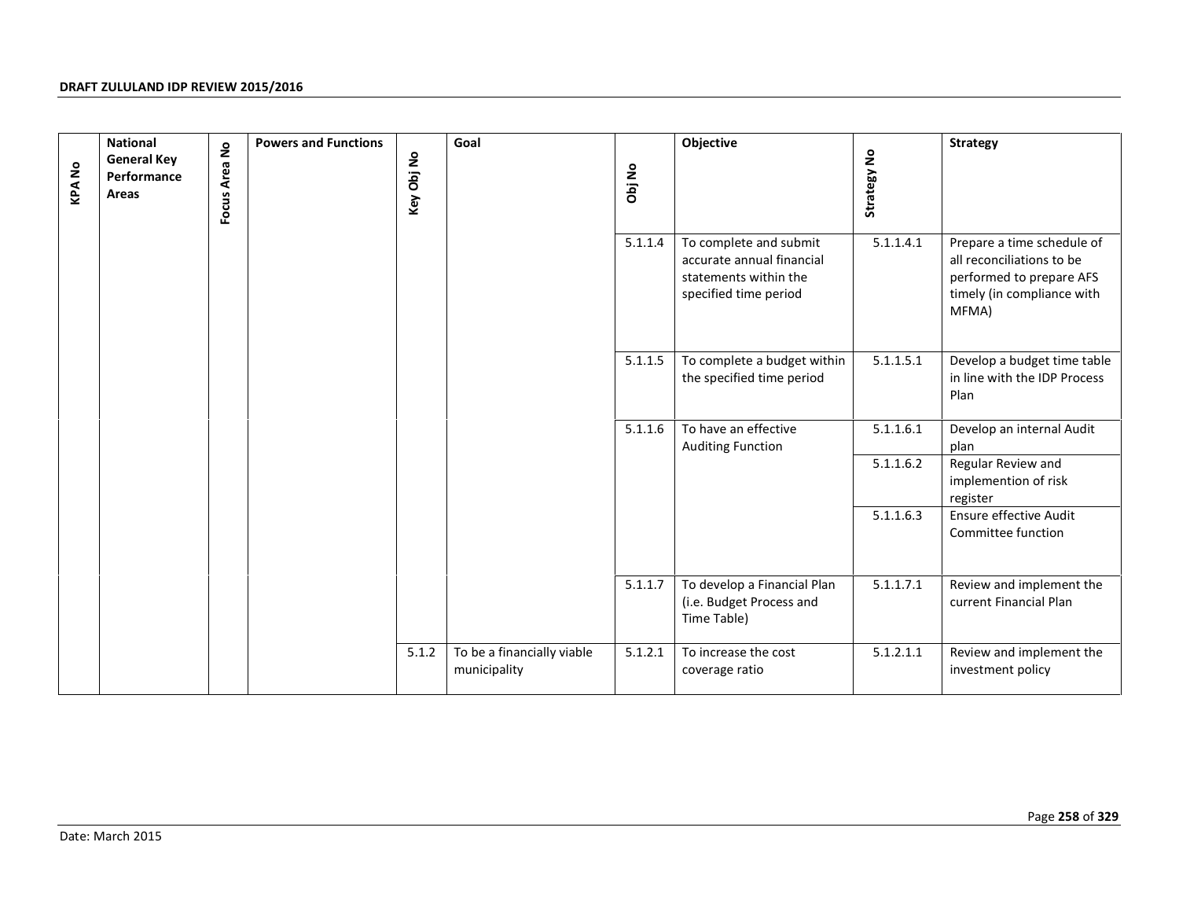| KPA No | National General Key Performance Areas | Focus Area No | Powers and Functions | Key Obj No | Goal | Obj No | Objective | Strategy No | Strategy |
|---|---|---|---|---|---|---|---|---|---|
| | | | | | | 5.1.1.4 | To complete and submit accurate annual financial statements within the specified time period | 5.1.1.4.1 | Prepare a time schedule of all reconciliations to be performed to prepare AFS timely (in compliance with MFMA) |
| | | | | | | 5.1.1.5 | To complete a budget within the specified time period | 5.1.1.5.1 | Develop a budget time table in line with the IDP Process Plan |
| | | | | | | 5.1.1.6 | To have an effective Auditing Function | 5.1.1.6.1 | Develop an internal Audit plan |
| | | | | | | | | 5.1.1.6.2 | Regular Review and implemention of risk register |
| | | | | | | | | 5.1.1.6.3 | Ensure effective Audit Committee function |
| | | | | | | 5.1.1.7 | To develop a Financial Plan (i.e. Budget Process and Time Table) | 5.1.1.7.1 | Review and implement the current Financial Plan |
| | | | | 5.1.2 | To be a financially viable municipality | 5.1.2.1 | To increase the cost coverage ratio | 5.1.2.1.1 | Review and implement the investment policy |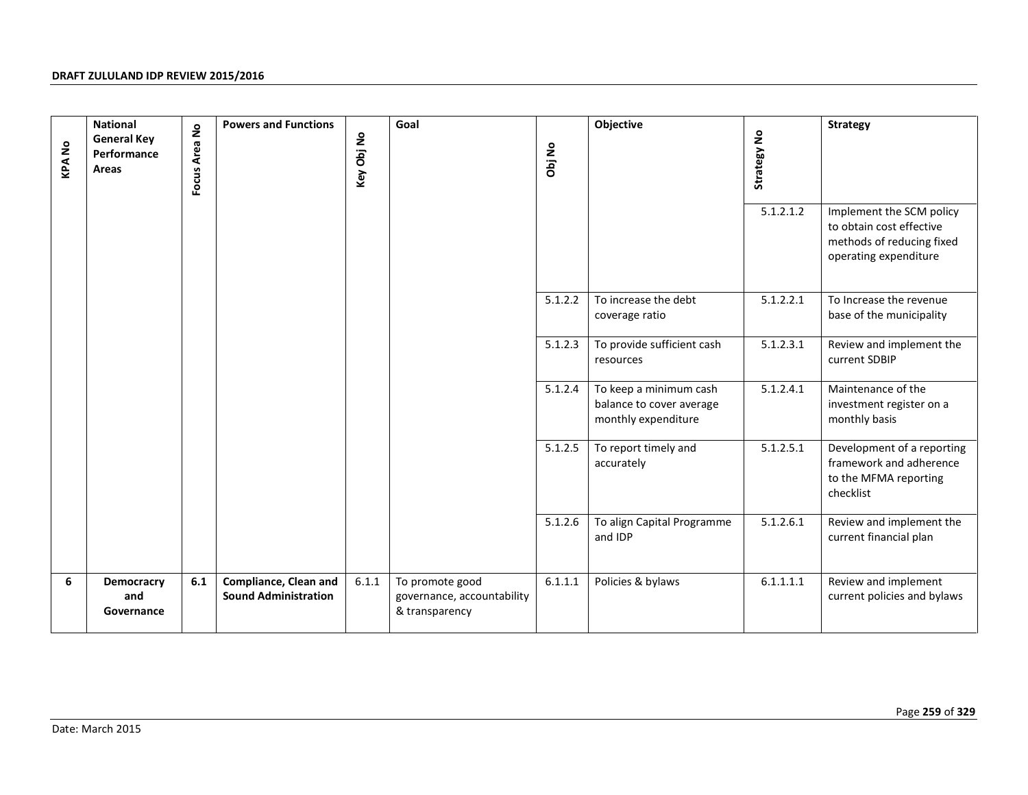| KPA No | National General Key Performance Areas | Focus Area No | Powers and Functions | Key Obj No | Goal | Obj No | Objective | Strategy No | Strategy |
|---|---|---|---|---|---|---|---|---|---|
| | | | | | | | | 5.1.2.1.2 | Implement the SCM policy to obtain cost effective methods of reducing fixed operating expenditure |
| | | | | | | 5.1.2.2 | To increase the debt coverage ratio | 5.1.2.2.1 | To Increase the revenue base of the municipality |
| | | | | | | 5.1.2.3 | To provide sufficient cash resources | 5.1.2.3.1 | Review and implement the current SDBIP |
| | | | | | | 5.1.2.4 | To keep a minimum cash balance to cover average monthly expenditure | 5.1.2.4.1 | Maintenance of the investment register on a monthly basis |
| | | | | | | 5.1.2.5 | To report timely and accurately | 5.1.2.5.1 | Development of a reporting framework and adherence to the MFMA reporting checklist |
| | | | | | | 5.1.2.6 | To align Capital Programme and IDP | 5.1.2.6.1 | Review and implement the current financial plan |
| **6** | **Democracry and Governance** | **6.1** | **Compliance, Clean and Sound Administration** | 6.1.1 | To promote good governance, accountability & transparency | 6.1.1.1 | Policies & bylaws | 6.1.1.1.1 | Review and implement current policies and bylaws |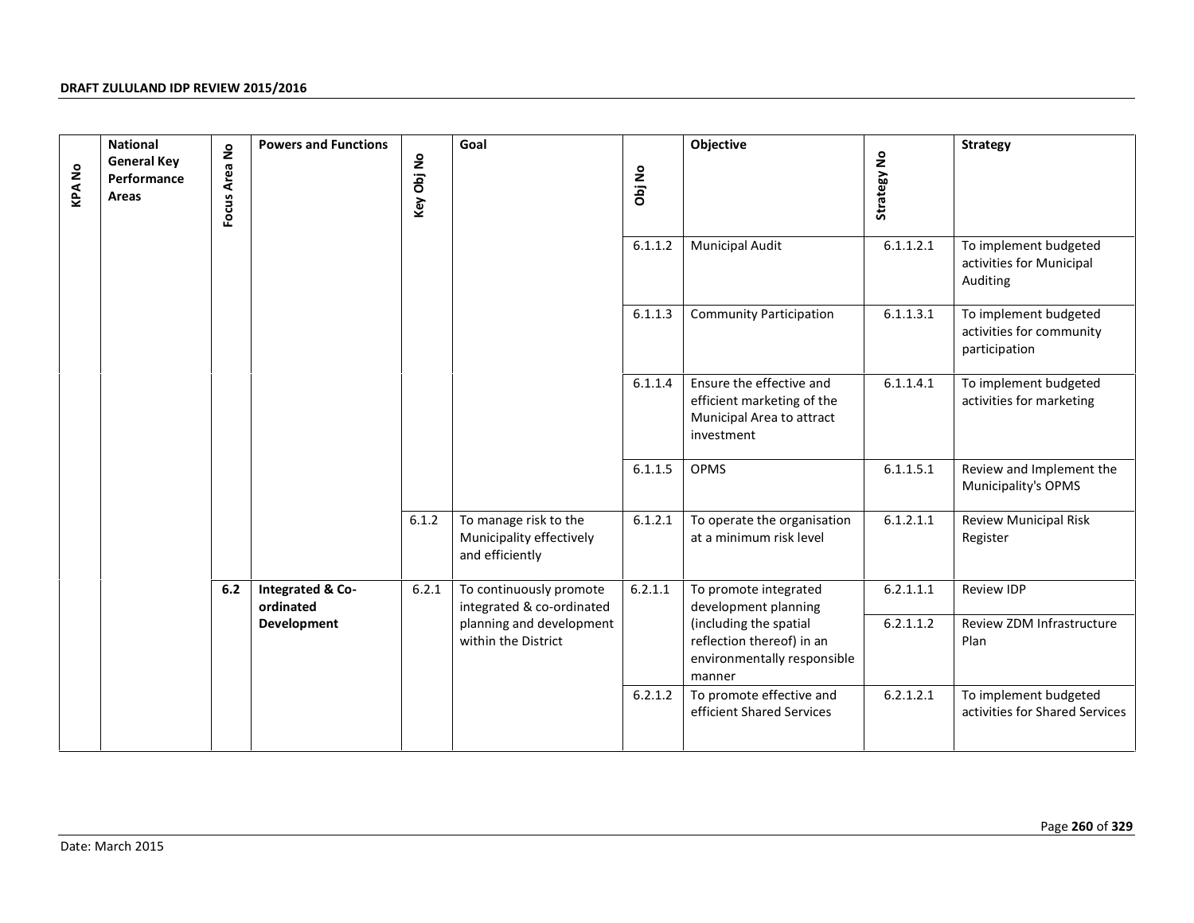| KPA No | National General Key Performance Areas | Focus Area No | Powers and Functions | Key Obj No | Goal | Obj No | Objective | Strategy No | Strategy |
|---|---|---|---|---|---|---|---|---|---|
| | | | | | | 6.1.1.2 | Municipal Audit | 6.1.1.2.1 | To implement budgeted activities for Municipal Auditing |
| | | | | | | 6.1.1.3 | Community Participation | 6.1.1.3.1 | To implement budgeted activities for community participation |
| | | | | | | 6.1.1.4 | Ensure the effective and efficient marketing of the Municipal Area to attract investment | 6.1.1.4.1 | To implement budgeted activities for marketing |
| | | | | | | 6.1.1.5 | OPMS | 6.1.1.5.1 | Review and Implement the Municipality's OPMS |
| | | | | 6.1.2 | To manage risk to the Municipality effectively and efficiently | 6.1.2.1 | To operate the organisation at a minimum risk level | 6.1.2.1.1 | Review Municipal Risk Register |
| | | 6.2 | **Integrated & Co-ordinated Development** | 6.2.1 | To continuously promote integrated & co-ordinated planning and development within the District | 6.2.1.1 | To promote integrated development planning (including the spatial reflection thereof) in an environmentally responsible manner | 6.2.1.1.1 | Review IDP |
| | | | | | | | | 6.2.1.1.2 | Review ZDM Infrastructure Plan |
| | | | | | | 6.2.1.2 | To promote effective and efficient Shared Services | 6.2.1.2.1 | To implement budgeted activities for Shared Services |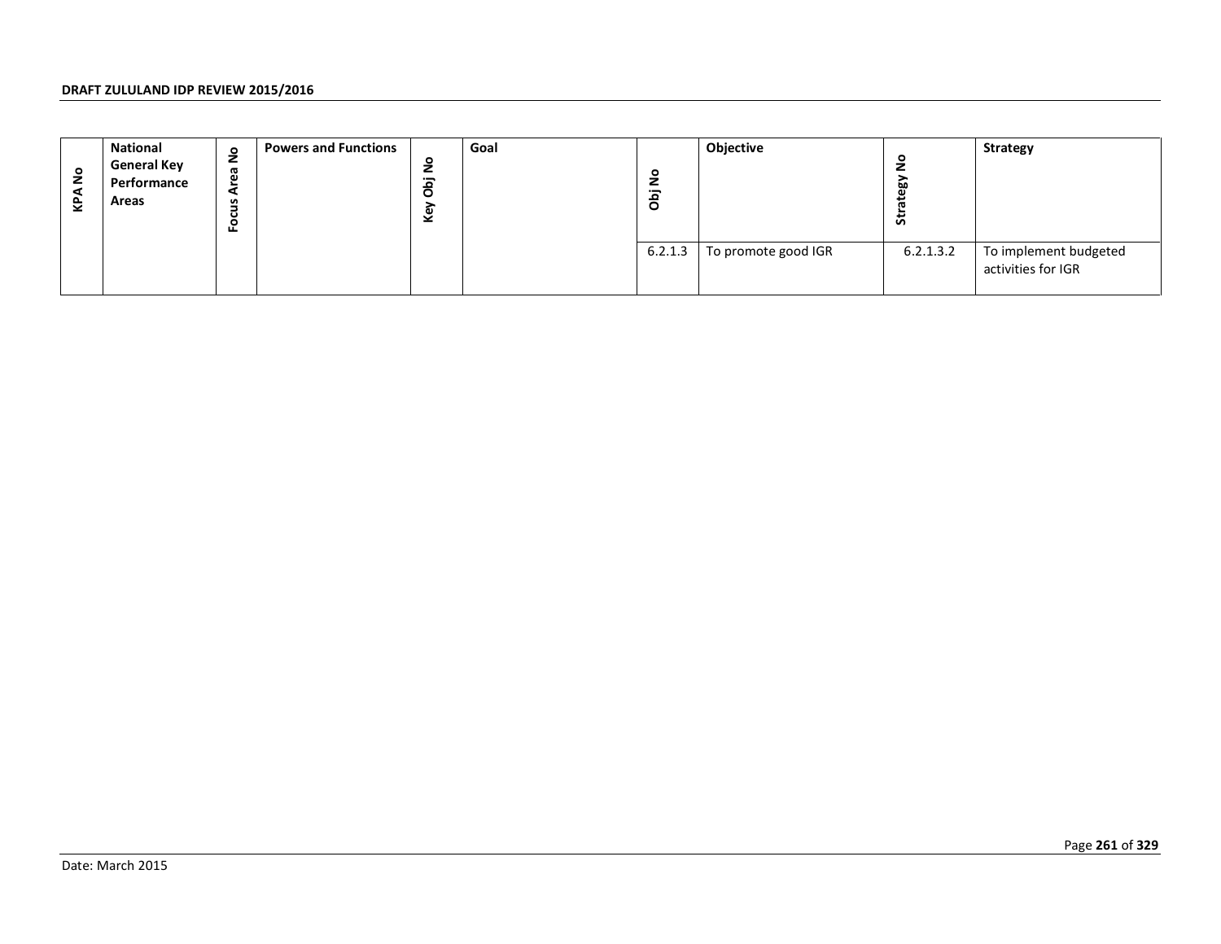| KPA No | National General Key Performance Areas | Focus Area No | Powers and Functions | Key Obj No | Goal | Obj No | Objective | Strategy No | Strategy |
|---|---|---|---|---|---|---|---|---|---|
| | | | | | | 6.2.1.3 | To promote good IGR | 6.2.1.3.2 | To implement budgeted activities for IGR |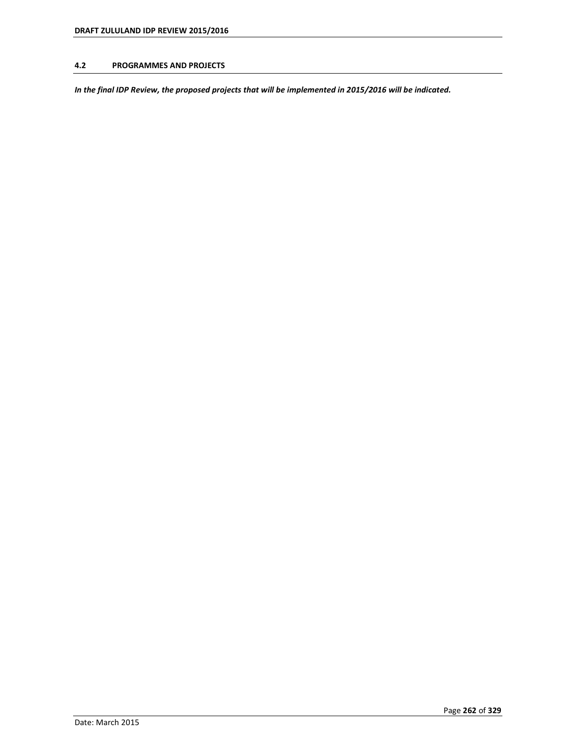## 4.2 PROGRAMMES AND PROJECTS

***In the final IDP Review, the proposed projects that will be implemented in 2015/2016 will be indicated.***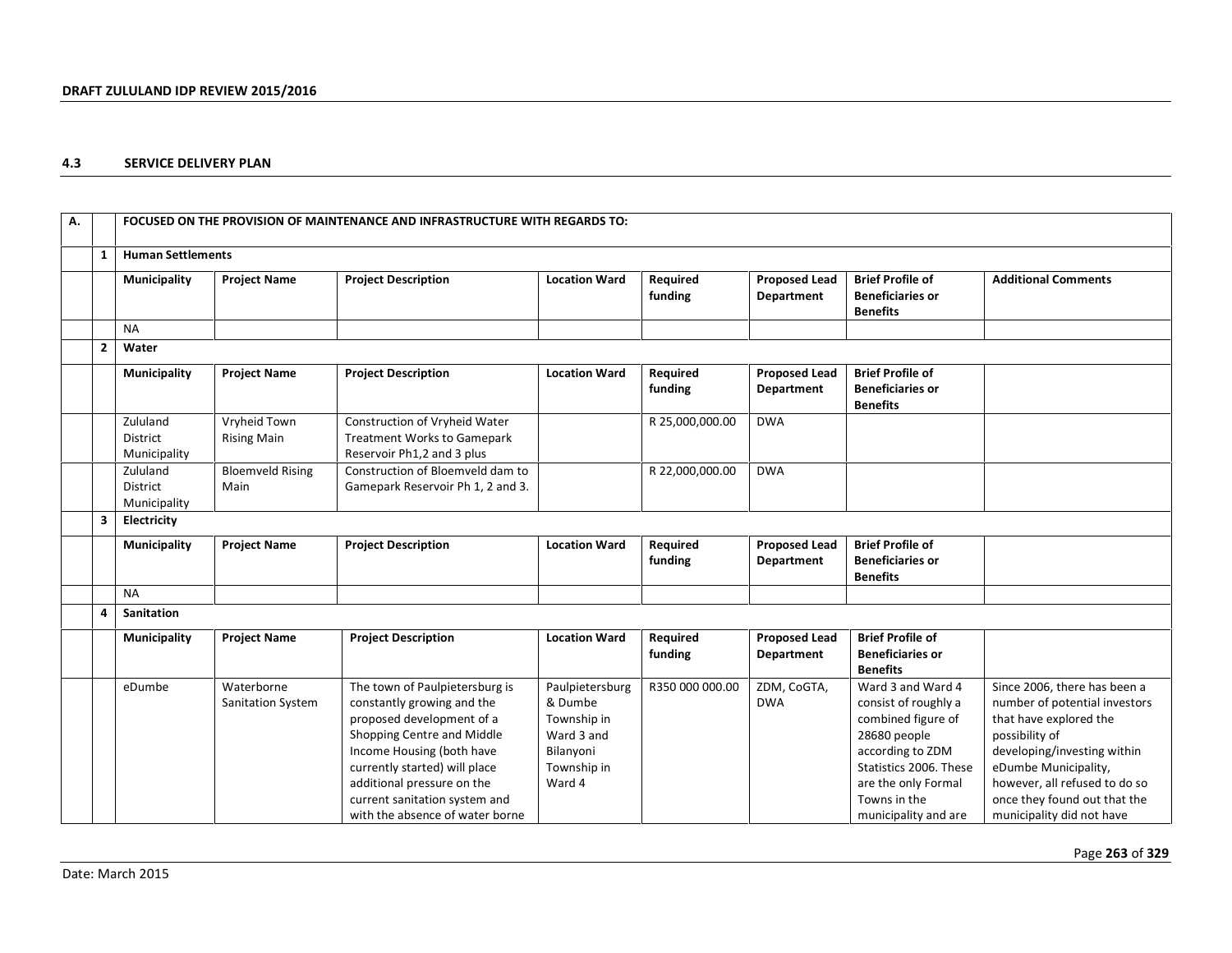### 4.3 SERVICE DELIVERY PLAN

| A. | | FOCUSED ON THE PROVISION OF MAINTENANCE AND INFRASTRUCTURE WITH REGARDS TO: | | | | | | | |
|---|---|---|---|---|---|---|---|---|---|
| | **1** | **Human Settlements** | | | | | | | |
| | | **Municipality** | **Project Name** | **Project Description** | **Location Ward** | **Required funding** | **Proposed Lead Department** | **Brief Profile of Beneficiaries or Benefits** | **Additional Comments** |
| | | NA | | | | | | | |
| | **2** | **Water** | | | | | | | |
| | | **Municipality** | **Project Name** | **Project Description** | **Location Ward** | **Required funding** | **Proposed Lead Department** | **Brief Profile of Beneficiaries or Benefits** | |
| | | Zululand District Municipality | Vryheid Town Rising Main | Construction of Vryheid Water Treatment Works to Gamepark Reservoir Ph1,2 and 3 plus | | R 25,000,000.00 | DWA | | |
| | | Zululand District Municipality | Bloemveld Rising Main | Construction of Bloemveld dam to Gamepark Reservoir Ph 1, 2 and 3. | | R 22,000,000.00 | DWA | | |
| | **3** | **Electricity** | | | | | | | |
| | | **Municipality** | **Project Name** | **Project Description** | **Location Ward** | **Required funding** | **Proposed Lead Department** | **Brief Profile of Beneficiaries or Benefits** | |
| | | NA | | | | | | | |
| | **4** | **Sanitation** | | | | | | | |
| | | **Municipality** | **Project Name** | **Project Description** | **Location Ward** | **Required funding** | **Proposed Lead Department** | **Brief Profile of Beneficiaries or Benefits** | |
| | | eDumbe | Waterborne Sanitation System | The town of Paulpietersburg is constantly growing and the proposed development of a Shopping Centre and Middle Income Housing (both have currently started) will place additional pressure on the current sanitation system and with the absence of water borne | Paulpietersburg & Dumbe Township in Ward 3 and Bilanyoni Township in Ward 4 | R350 000 000.00 | ZDM, CoGTA, DWA | Ward 3 and Ward 4 consist of roughly a combined figure of 28680 people according to ZDM Statistics 2006. These are the only Formal Towns in the municipality and are | Since 2006, there has been a number of potential investors that have explored the possibility of developing/investing within eDumbe Municipality, however, all refused to do so once they found out that the municipality did not have |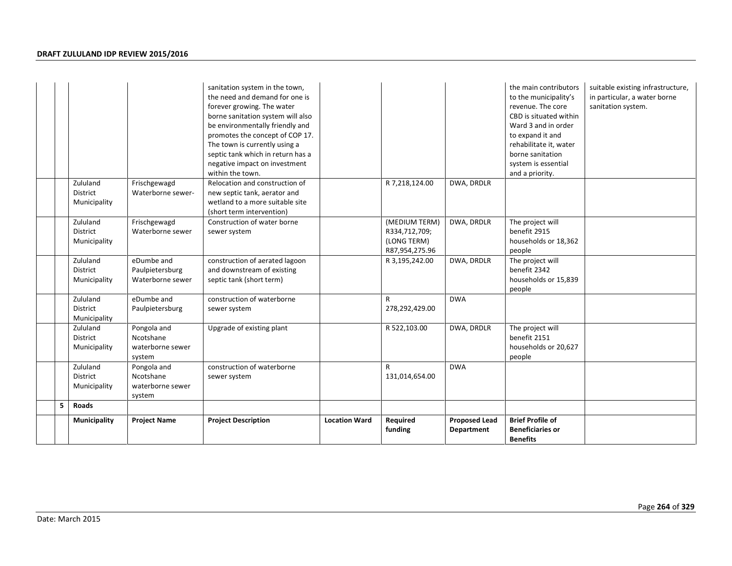| | | | | | | | | |
|---|---|---|---|---|---|---|---|---|
| | | | sanitation system in the town, the need and demand for one is forever growing. The water borne sanitation system will also be environmentally friendly and promotes the concept of COP 17. The town is currently using a septic tank which in return has a negative impact on investment within the town. | | | | the main contributors to the municipality's revenue. The core CBD is situated within Ward 3 and in order to expand it and rehabilitate it, water borne sanitation system is essential and a priority. | suitable existing infrastructure, in particular, a water borne sanitation system. |
| | Zululand District Municipality | Frischgewagd Waterborne sewer- | Relocation and construction of new septic tank, aerator and wetland to a more suitable site (short term intervention) | | R 7,218,124.00 | DWA, DRDLR | | |
| | Zululand District Municipality | Frischgewagd Waterborne sewer | Construction of water borne sewer system | | (MEDIUM TERM) R334,712,709; (LONG TERM) R87,954,275.96 | DWA, DRDLR | The project will benefit 2915 households or 18,362 people | |
| | Zululand District Municipality | eDumbe and Paulpietersburg Waterborne sewer | construction of aerated lagoon and downstream of existing septic tank (short term) | | R 3,195,242.00 | DWA, DRDLR | The project will benefit 2342 households or 15,839 people | |
| | Zululand District Municipality | eDumbe and Paulpietersburg | construction of waterborne sewer system | | R 278,292,429.00 | DWA | | |
| | Zululand District Municipality | Pongola and Ncotshane waterborne sewer system | Upgrade of existing plant | | R 522,103.00 | DWA, DRDLR | The project will benefit 2151 households or 20,627 people | |
| | Zululand District Municipality | Pongola and Ncotshane waterborne sewer system | construction of waterborne sewer system | | R 131,014,654.00 | DWA | | |
| **5** | **Roads** | | | | | | | |
| | **Municipality** | **Project Name** | **Project Description** | **Location Ward** | **Required funding** | **Proposed Lead Department** | **Brief Profile of Beneficiaries or Benefits** | |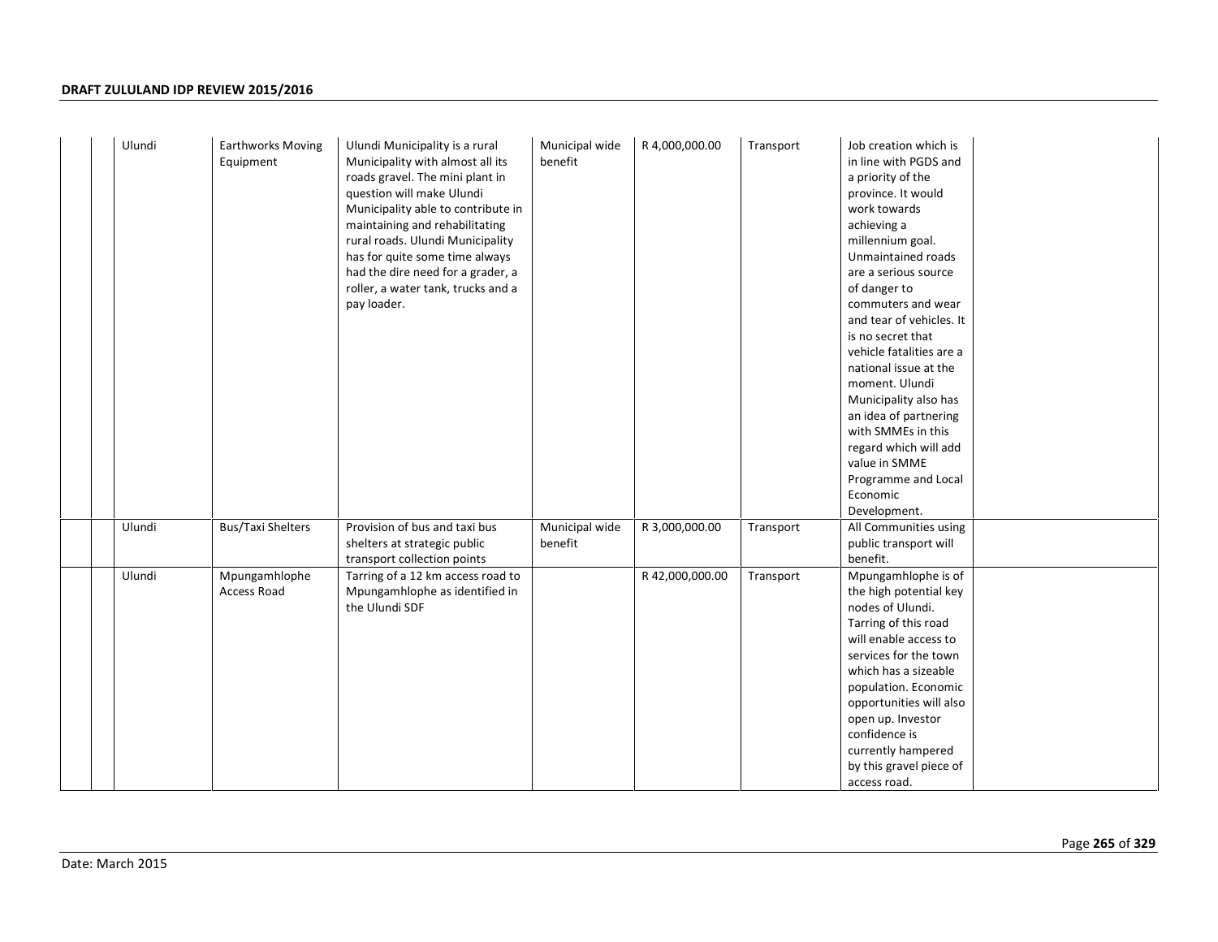| | | | | | | | | |
|---|---|---|---|---|---|---|---|---|
| | Ulundi | Earthworks Moving Equipment | Ulundi Municipality is a rural Municipality with almost all its roads gravel. The mini plant in question will make Ulundi Municipality able to contribute in maintaining and rehabilitating rural roads. Ulundi Municipality has for quite some time always had the dire need for a grader, a roller, a water tank, trucks and a pay loader. | Municipal wide benefit | R 4,000,000.00 | Transport | Job creation which is in line with PGDS and a priority of the province. It would work towards achieving a millennium goal. Unmaintained roads are a serious source of danger to commuters and wear and tear of vehicles. It is no secret that vehicle fatalities are a national issue at the moment. Ulundi Municipality also has an idea of partnering with SMMEs in this regard which will add value in SMME Programme and Local Economic Development. | |
| | Ulundi | Bus/Taxi Shelters | Provision of bus and taxi bus shelters at strategic public transport collection points | Municipal wide benefit | R 3,000,000.00 | Transport | All Communities using public transport will benefit. | |
| | Ulundi | Mpungamhlophe Access Road | Tarring of a 12 km access road to Mpungamhlophe as identified in the Ulundi SDF | | R 42,000,000.00 | Transport | Mpungamhlophe is of the high potential key nodes of Ulundi. Tarring of this road will enable access to services for the town which has a sizeable population. Economic opportunities will also open up. Investor confidence is currently hampered by this gravel piece of access road. | |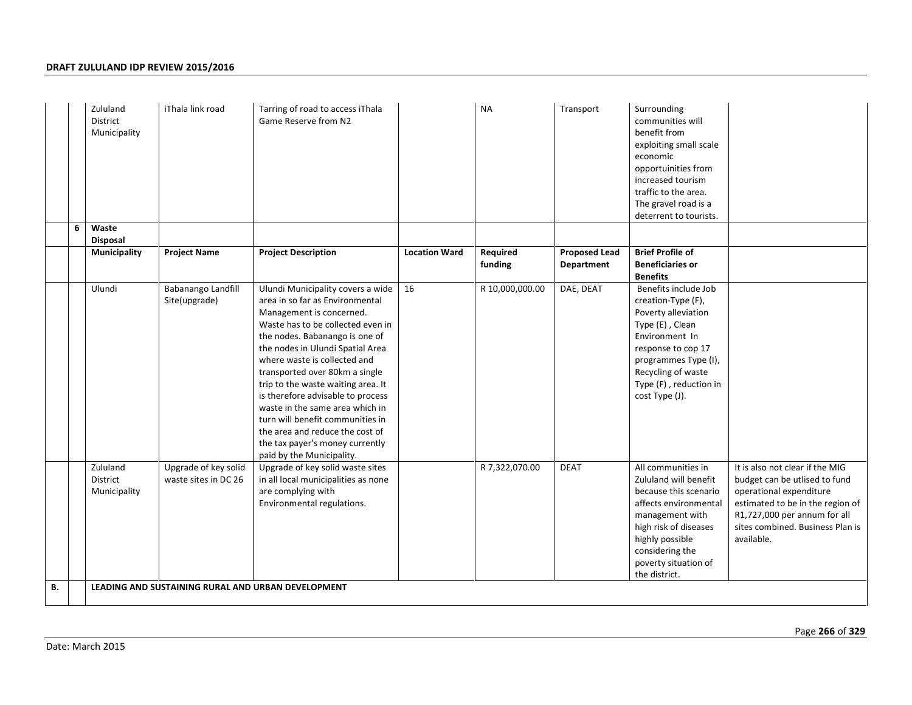| | | | | | | | | |
|---|---|---|---|---|---|---|---|---|
| | | Zululand District Municipality | iThala link road | Tarring of road to access iThala Game Reserve from N2 | | NA | Transport | Surrounding communities will benefit from exploiting small scale economic opportuinities from increased tourism traffic to the area. The gravel road is a deterrent to tourists. |
| | 6 | **Waste Disposal** | | | | | | |
| | | **Municipality** | **Project Name** | **Project Description** | **Location Ward** | **Required funding** | **Proposed Lead Department** | **Brief Profile of Beneficiaries or Benefits** |
| | | Ulundi | Babanango Landfill Site(upgrade) | Ulundi Municipality covers a wide area in so far as Environmental Management is concerned. Waste has to be collected even in the nodes. Babanango is one of the nodes in Ulundi Spatial Area where waste is collected and transported over 80km a single trip to the waste waiting area. It is therefore advisable to process waste in the same area which in turn will benefit communities in the area and reduce the cost of the tax payer's money currently paid by the Municipality. | 16 | R 10,000,000.00 | DAE, DEAT | Benefits include Job creation-Type (F), Poverty alleviation Type (E) , Clean Environment In response to cop 17 programmes Type (I), Recycling of waste Type (F) , reduction in cost Type (J). |
| | | Zululand District Municipality | Upgrade of key solid waste sites in DC 26 | Upgrade of key solid waste sites in all local municipalities as none are complying with Environmental regulations. | | R 7,322,070.00 | DEAT | All communities in Zululand will benefit because this scenario affects environmental management with high risk of diseases highly possible considering the poverty situation of the district. | It is also not clear if the MIG budget can be utlised to fund operational expenditure estimated to be in the region of R1,727,000 per annum for all sites combined. Business Plan is available. |
| **B.** | | **LEADING AND SUSTAINING RURAL AND URBAN DEVELOPMENT** | | | | | | | |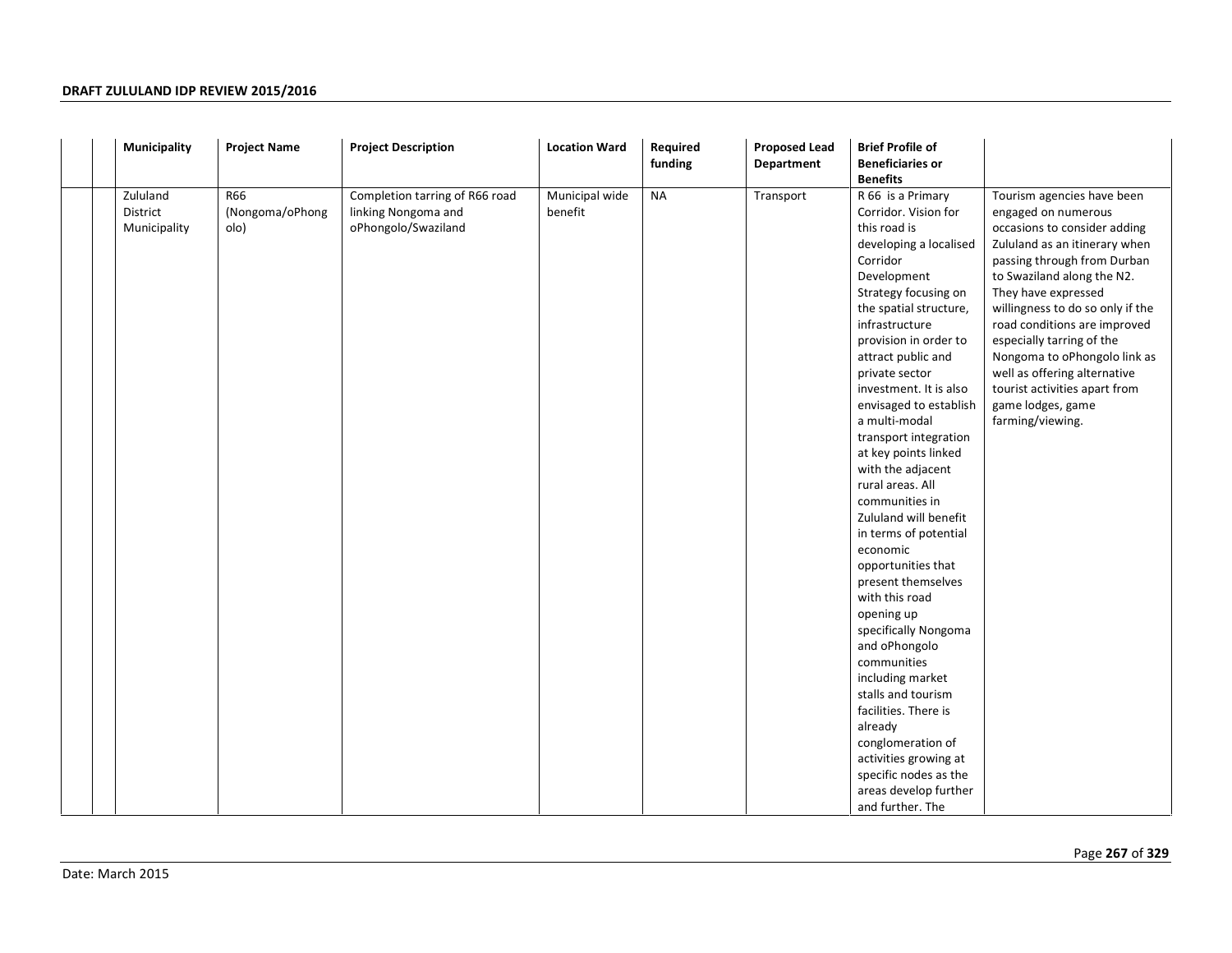| | | Municipality | Project Name | Project Description | Location Ward | Required funding | Proposed Lead Department | Brief Profile of Beneficiaries or Benefits | |
|---|---|---|---|---|---|---|---|---|---|
| | | Zululand District Municipality | R66 (Nongoma/oPhongolo) | Completion tarring of R66 road linking Nongoma and oPhongolo/Swaziland | Municipal wide benefit | NA | Transport | R 66 is a Primary Corridor. Vision for this road is developing a localised Corridor Development Strategy focusing on the spatial structure, infrastructure provision in order to attract public and private sector investment. It is also envisaged to establish a multi-modal transport integration at key points linked with the adjacent rural areas. All communities in Zululand will benefit in terms of potential economic opportunities that present themselves with this road opening up specifically Nongoma and oPhongolo communities including market stalls and tourism facilities. There is already conglomeration of activities growing at specific nodes as the areas develop further and further. The | Tourism agencies have been engaged on numerous occasions to consider adding Zululand as an itinerary when passing through from Durban to Swaziland along the N2. They have expressed willingness to do so only if the road conditions are improved especially tarring of the Nongoma to oPhongolo link as well as offering alternative tourist activities apart from game lodges, game farming/viewing. |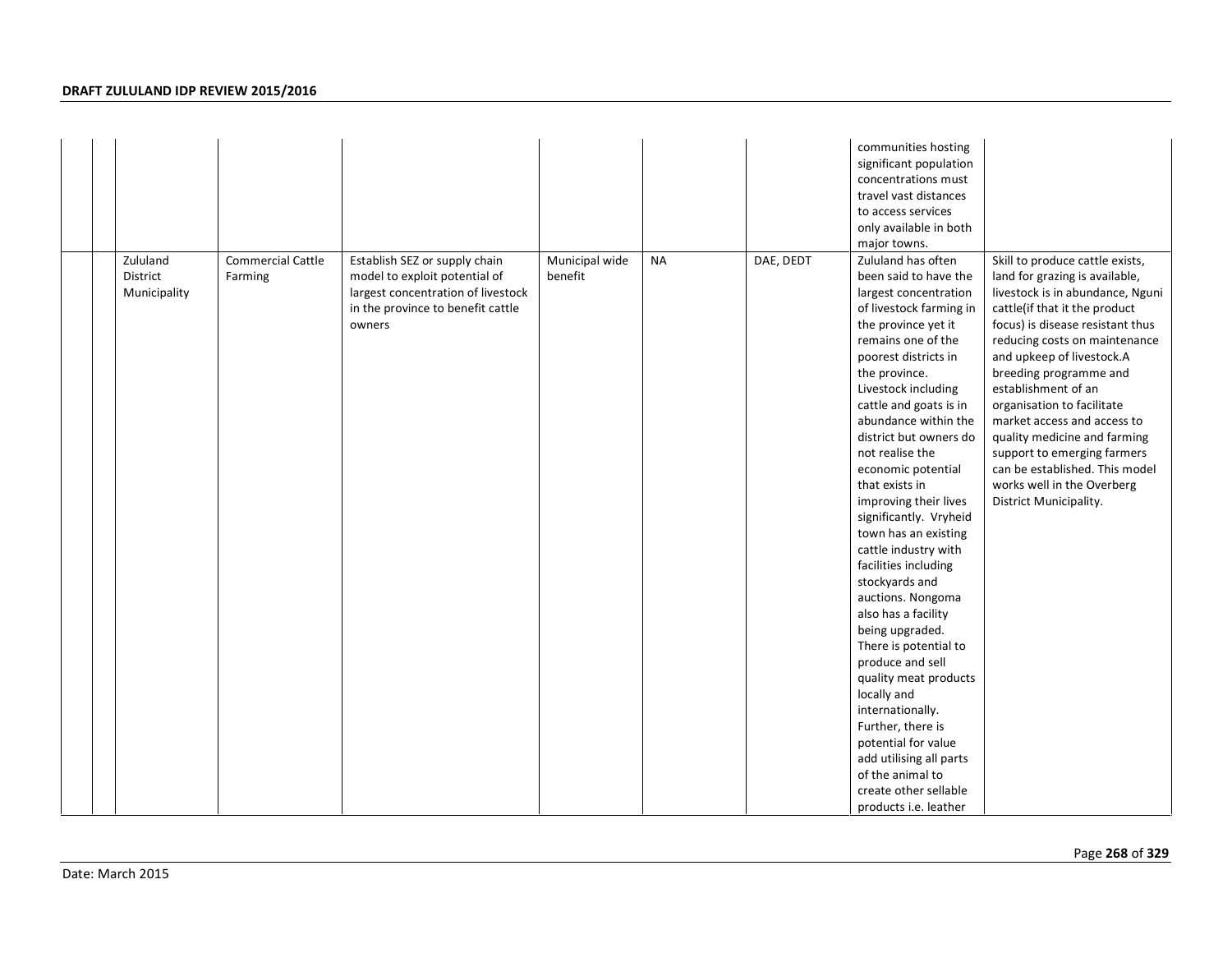| | | | | | | | | | |
|---|---|---|---|---|---|---|---|---|---|
| | | | | | | | | communities hosting significant population concentrations must travel vast distances to access services only available in both major towns. | |
| | | Zululand District Municipality | Commercial Cattle Farming | Establish SEZ or supply chain model to exploit potential of largest concentration of livestock in the province to benefit cattle owners | Municipal wide benefit | NA | DAE, DEDT | Zululand has often been said to have the largest concentration of livestock farming in the province yet it remains one of the poorest districts in the province. Livestock including cattle and goats is in abundance within the district but owners do not realise the economic potential that exists in improving their lives significantly. Vryheid town has an existing cattle industry with facilities including stockyards and auctions. Nongoma also has a facility being upgraded. There is potential to produce and sell quality meat products locally and internationally. Further, there is potential for value add utilising all parts of the animal to create other sellable products i.e. leather | Skill to produce cattle exists, land for grazing is available, livestock is in abundance, Nguni cattle(if that it the product focus) is disease resistant thus reducing costs on maintenance and upkeep of livestock.A breeding programme and establishment of an organisation to facilitate market access and access to quality medicine and farming support to emerging farmers can be established. This model works well in the Overberg District Municipality. |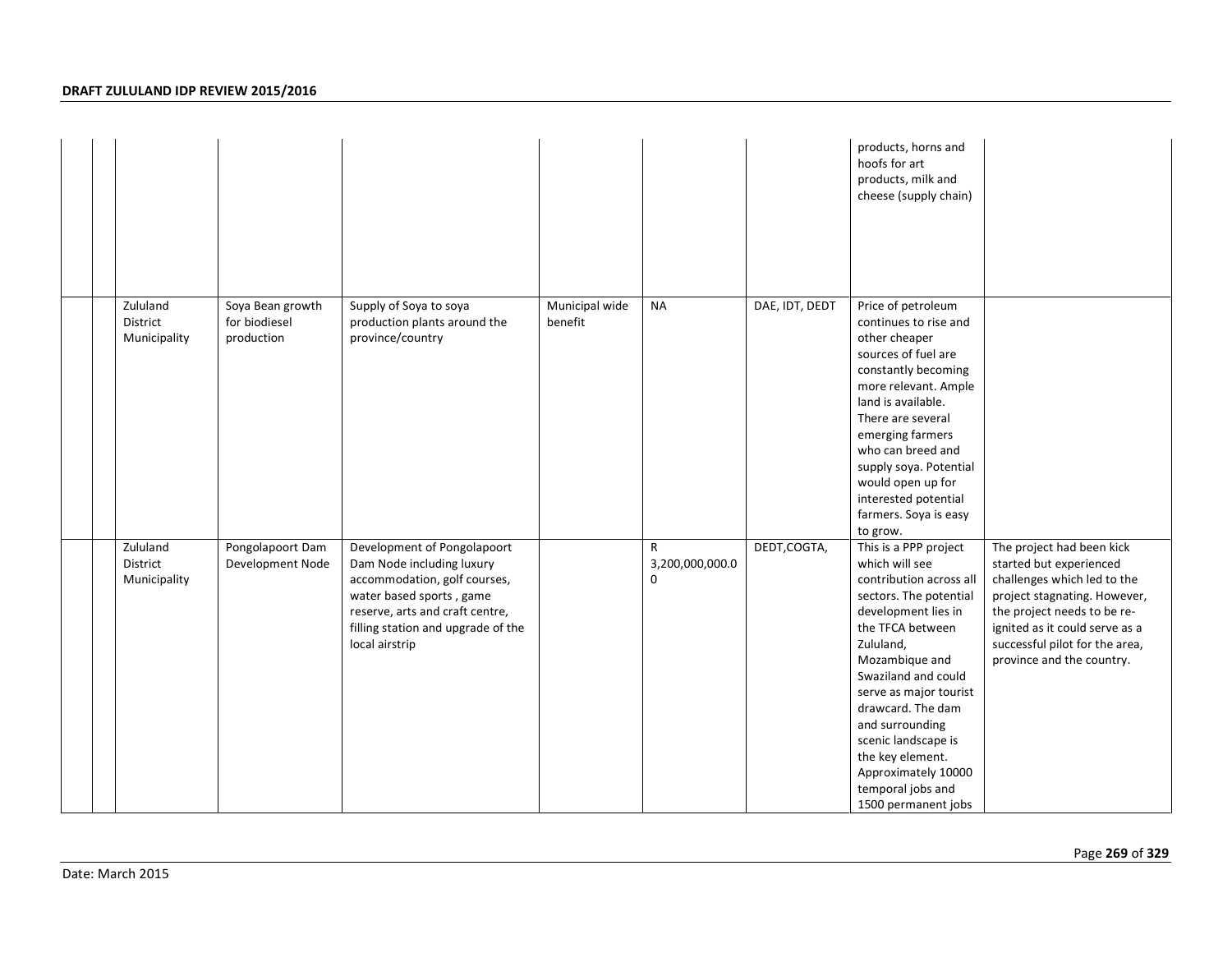| | | | | | | | | | |
|---|---|---|---|---|---|---|---|---|---|
| | | | | | | | | products, horns and hoofs for art products, milk and cheese (supply chain) | |
| | | Zululand District Municipality | Soya Bean growth for biodiesel production | Supply of Soya to soya production plants around the province/country | Municipal wide benefit | NA | DAE, IDT, DEDT | Price of petroleum continues to rise and other cheaper sources of fuel are constantly becoming more relevant. Ample land is available. There are several emerging farmers who can breed and supply soya. Potential would open up for interested potential farmers. Soya is easy to grow. | |
| | | Zululand District Municipality | Pongolapoort Dam Development Node | Development of Pongolapoort Dam Node including luxury accommodation, golf courses, water based sports , game reserve, arts and craft centre, filling station and upgrade of the local airstrip | | R 3,200,000,000.00 | DEDT,COGTA, | This is a PPP project which will see contribution across all sectors. The potential development lies in the TFCA between Zululand, Mozambique and Swaziland and could serve as major tourist drawcard. The dam and surrounding scenic landscape is the key element. Approximately 10000 temporal jobs and 1500 permanent jobs | The project had been kick started but experienced challenges which led to the project stagnating. However, the project needs to be re-ignited as it could serve as a successful pilot for the area, province and the country. |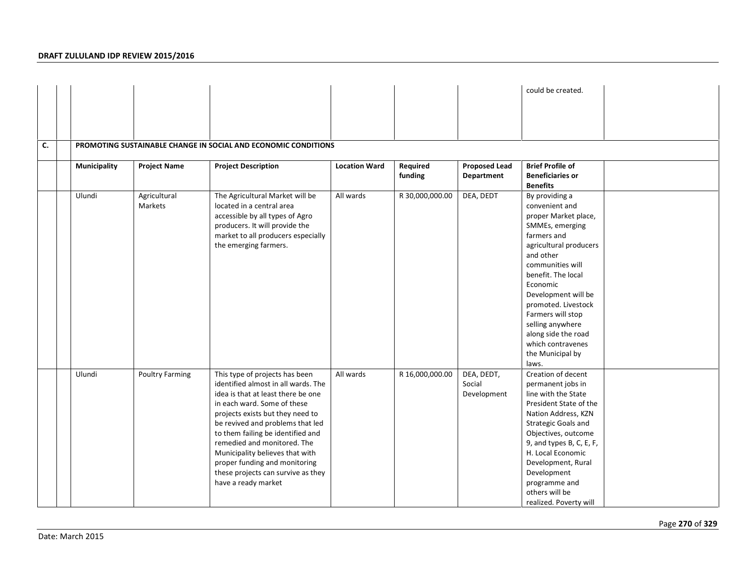| | | | | | | | | could be created. | |
|---|---|---|---|---|---|---|---|---|---|
| **C.** | | **PROMOTING SUSTAINABLE CHANGE IN SOCIAL AND ECONOMIC CONDITIONS** | | | | | | | |
| | | **Municipality** | **Project Name** | **Project Description** | **Location Ward** | **Required funding** | **Proposed Lead Department** | **Brief Profile of Beneficiaries or Benefits** | |
| | | Ulundi | Agricultural Markets | The Agricultural Market will be located in a central area accessible by all types of Agro producers. It will provide the market to all producers especially the emerging farmers. | All wards | R 30,000,000.00 | DEA, DEDT | By providing a convenient and proper Market place, SMMEs, emerging farmers and agricultural producers and other communities will benefit. The local Economic Development will be promoted. Livestock Farmers will stop selling anywhere along side the road which contravenes the Municipal by laws. | |
| | | Ulundi | Poultry Farming | This type of projects has been identified almost in all wards. The idea is that at least there be one in each ward. Some of these projects exists but they need to be revived and problems that led to them failing be identified and remedied and monitored. The Municipality believes that with proper funding and monitoring these projects can survive as they have a ready market | All wards | R 16,000,000.00 | DEA, DEDT, Social Development | Creation of decent permanent jobs in line with the State President State of the Nation Address, KZN Strategic Goals and Objectives, outcome 9, and types B, C, E, F, H. Local Economic Development, Rural Development programme and others will be realized. Poverty will | |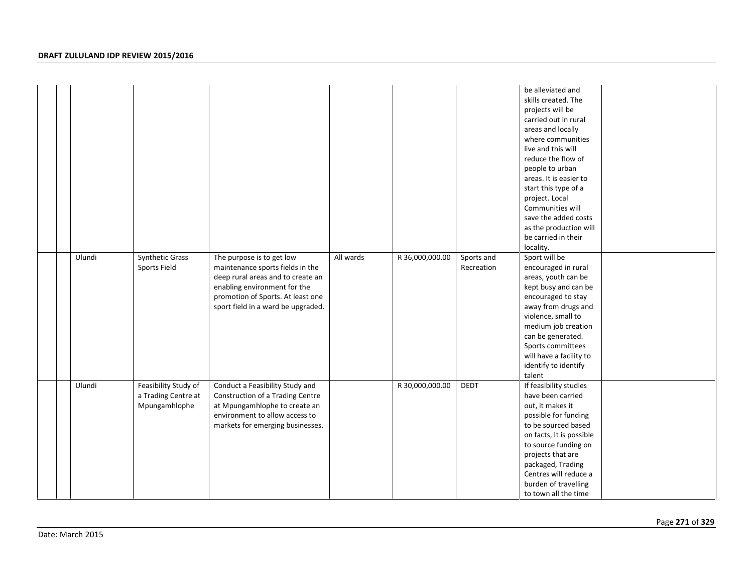| | | | | | | | | | |
|---|---|---|---|---|---|---|---|---|---|
| | | | | | | | | be alleviated and skills created. The projects will be carried out in rural areas and locally where communities live and this will reduce the flow of people to urban areas. It is easier to start this type of a project. Local Communities will save the added costs as the production will be carried in their locality. | |
| | | Ulundi | Synthetic Grass Sports Field | The purpose is to get low maintenance sports fields in the deep rural areas and to create an enabling environment for the promotion of Sports. At least one sport field in a ward be upgraded. | All wards | R 36,000,000.00 | Sports and Recreation | Sport will be encouraged in rural areas, youth can be kept busy and can be encouraged to stay away from drugs and violence, small to medium job creation can be generated. Sports committees will have a facility to identify to identify talent | |
| | | Ulundi | Feasibility Study of a Trading Centre at Mpungamhlophe | Conduct a Feasibility Study and Construction of a Trading Centre at Mpungamhlophe to create an environment to allow access to markets for emerging businesses. | | R 30,000,000.00 | DEDT | If feasibility studies have been carried out, it makes it possible for funding to be sourced based on facts, It is possible to source funding on projects that are packaged, Trading Centres will reduce a burden of travelling to town all the time | |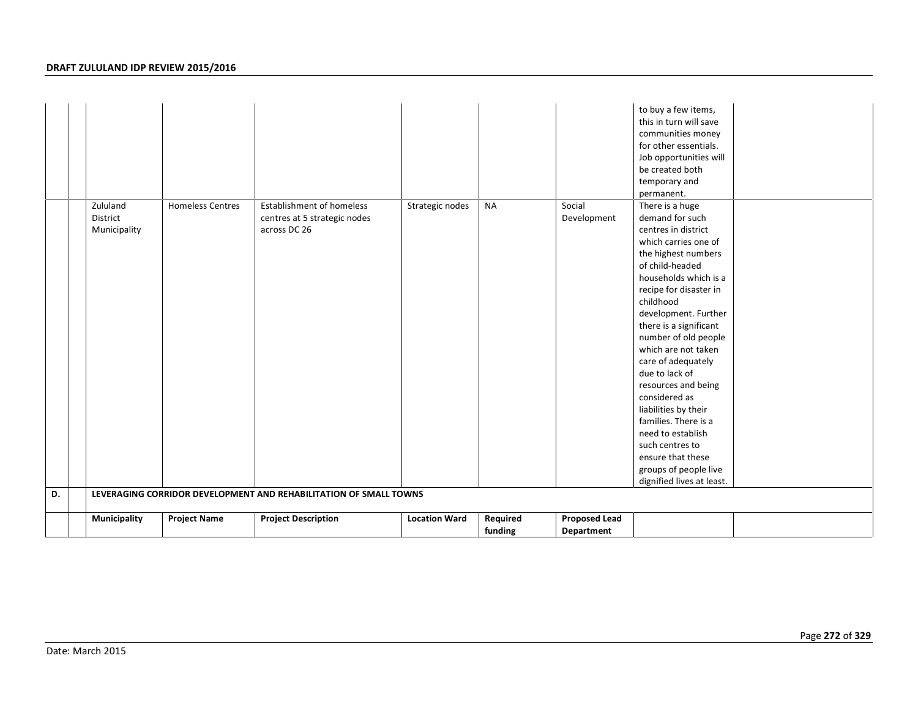| | | | | | | | | | |
|---|---|---|---|---|---|---|---|---|---|
| | | | | | | | | to buy a few items, this in turn will save communities money for other essentials. Job opportunities will be created both temporary and permanent. | |
| | | Zululand District Municipality | Homeless Centres | Establishment of homeless centres at 5 strategic nodes across DC 26 | Strategic nodes | NA | Social Development | There is a huge demand for such centres in district which carries one of the highest numbers of child-headed households which is a recipe for disaster in childhood development. Further there is a significant number of old people which are not taken care of adequately due to lack of resources and being considered as liabilities by their families. There is a need to establish such centres to ensure that these groups of people live dignified lives at least. | |
| **D.** | | **LEVERAGING CORRIDOR DEVELOPMENT AND REHABILITATION OF SMALL TOWNS** | | | | | | | |
| | | **Municipality** | **Project Name** | **Project Description** | **Location Ward** | **Required funding** | **Proposed Lead Department** | | |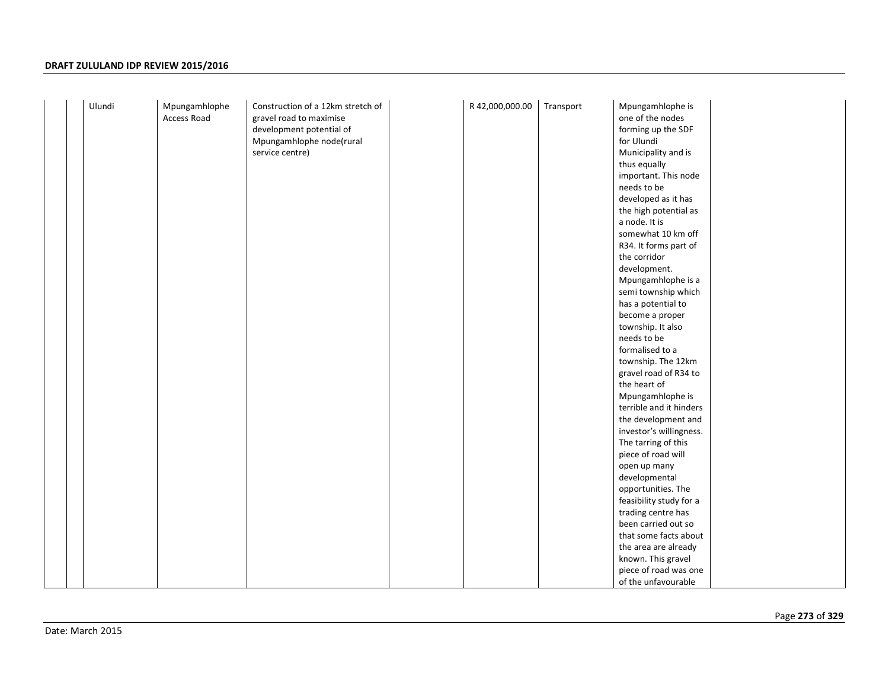| | | | | | | | | | |
|---|---|---|---|---|---|---|---|---|---|
| | | Ulundi | Mpungamhlophe Access Road | Construction of a 12km stretch of gravel road to maximise development potential of Mpungamhlophe node(rural service centre) | | R 42,000,000.00 | Transport | Mpungamhlophe is one of the nodes forming up the SDF for Ulundi Municipality and is thus equally important. This node needs to be developed as it has the high potential as a node. It is somewhat 10 km off R34. It forms part of the corridor development. Mpungamhlophe is a semi township which has a potential to become a proper township. It also needs to be formalised to a township. The 12km gravel road of R34 to the heart of Mpungamhlophe is terrible and it hinders the development and investor's willingness. The tarring of this piece of road will open up many developmental opportunities. The feasibility study for a trading centre has been carried out so that some facts about the area are already known. This gravel piece of road was one of the unfavourable | |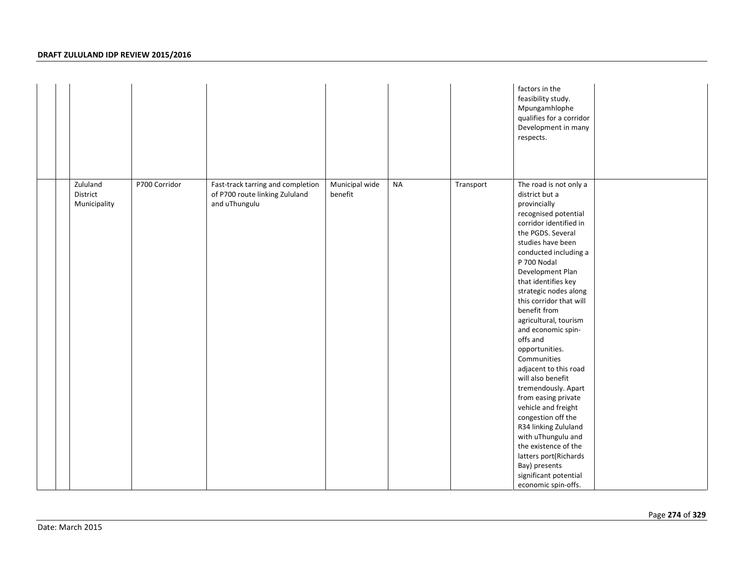| | | | | | | | | | |
|---|---|---|---|---|---|---|---|---|---|
| | | | | | | | | factors in the feasibility study. Mpungamhlophe qualifies for a corridor Development in many respects. | |
| | | Zululand District Municipality | P700 Corridor | Fast-track tarring and completion of P700 route linking Zululand and uThungulu | Municipal wide benefit | NA | Transport | The road is not only a district but a provincially recognised potential corridor identified in the PGDS. Several studies have been conducted including a P 700 Nodal Development Plan that identifies key strategic nodes along this corridor that will benefit from agricultural, tourism and economic spin-offs and opportunities. Communities adjacent to this road will also benefit tremendously. Apart from easing private vehicle and freight congestion off the R34 linking Zululand with uThungulu and the existence of the latters port(Richards Bay) presents significant potential economic spin-offs. | |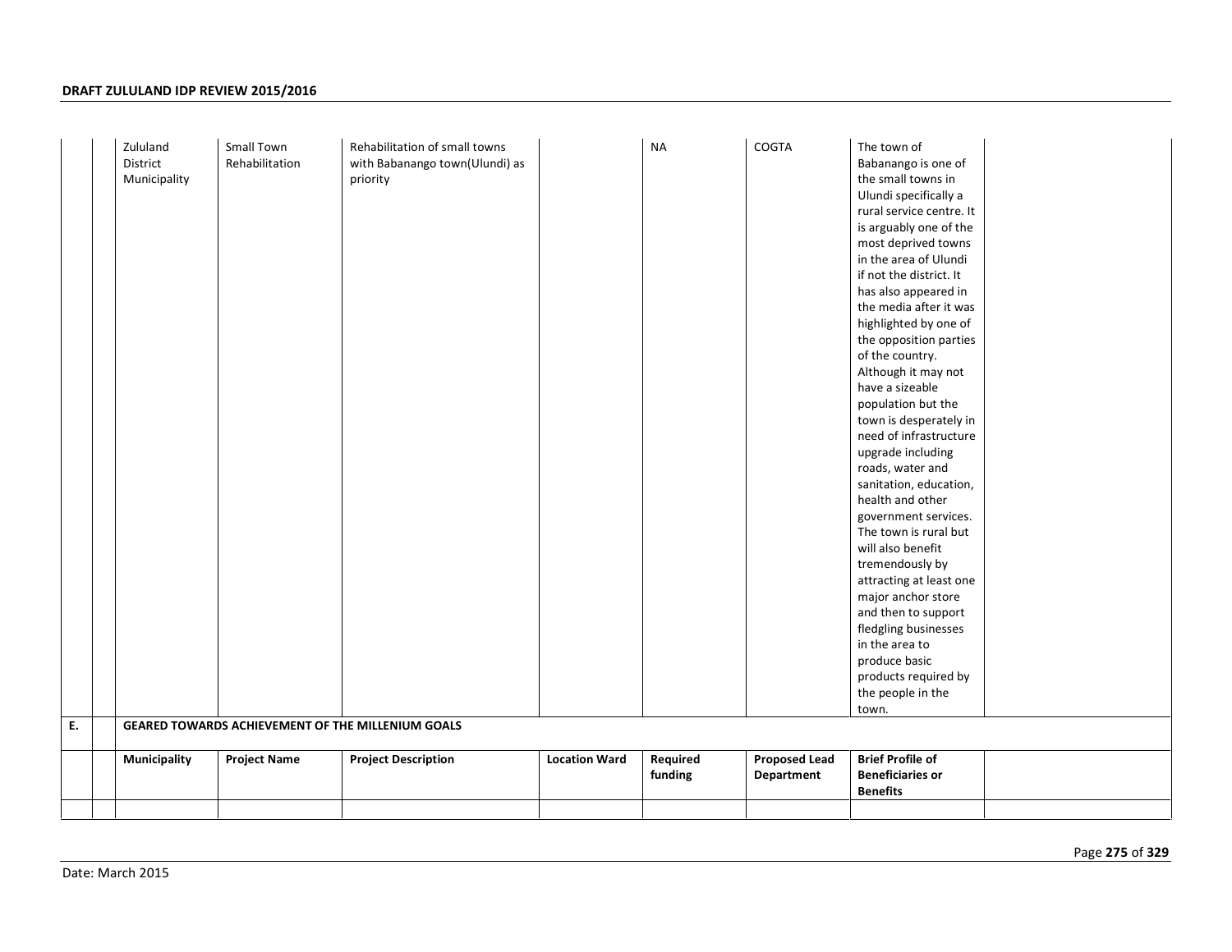| | | | | | | | | |
|---|---|---|---|---|---|---|---|---|
| | | Zululand District Municipality | Small Town Rehabilitation | Rehabilitation of small towns with Babanango town(Ulundi) as priority | | NA | COGTA | The town of Babanango is one of the small towns in Ulundi specifically a rural service centre. It is arguably one of the most deprived towns in the area of Ulundi if not the district. It has also appeared in the media after it was highlighted by one of the opposition parties of the country. Although it may not have a sizeable population but the town is desperately in need of infrastructure upgrade including roads, water and sanitation, education, health and other government services. The town is rural but will also benefit tremendously by attracting at least one major anchor store and then to support fledgling businesses in the area to produce basic products required by the people in the town. | |
| **E.** | | **GEARED TOWARDS ACHIEVEMENT OF THE MILLENIUM GOALS** | | | | | | | |
| | | **Municipality** | **Project Name** | **Project Description** | **Location Ward** | **Required funding** | **Proposed Lead Department** | **Brief Profile of Beneficiaries or Benefits** | |
| | | | | | | | | | |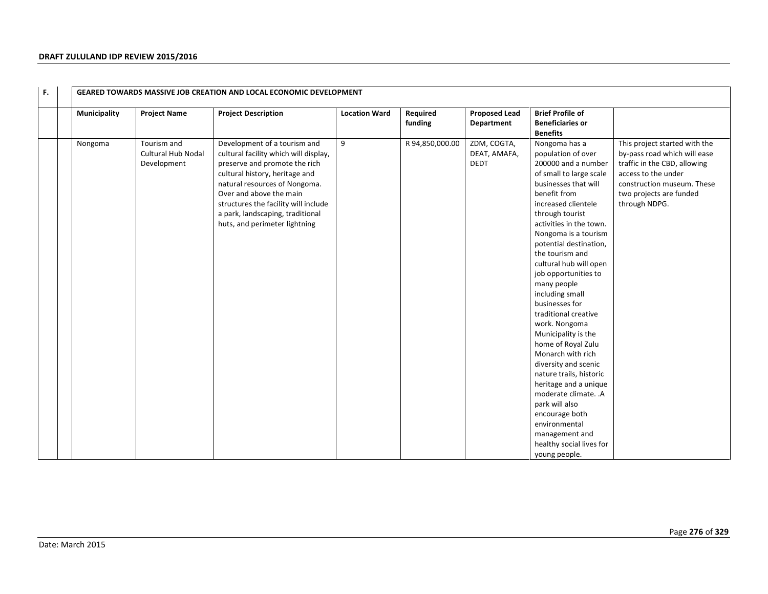| F. | | GEARED TOWARDS MASSIVE JOB CREATION AND LOCAL ECONOMIC DEVELOPMENT | | | | | | | |
|---|---|---|---|---|---|---|---|---|---|
| | | **Municipality** | **Project Name** | **Project Description** | **Location Ward** | **Required funding** | **Proposed Lead Department** | **Brief Profile of Beneficiaries or Benefits** | |
| | | Nongoma | Tourism and Cultural Hub Nodal Development | Development of a tourism and cultural facility which will display, preserve and promote the rich cultural history, heritage and natural resources of Nongoma. Over and above the main structures the facility will include a park, landscaping, traditional huts, and perimeter lightning | 9 | R 94,850,000.00 | ZDM, COGTA, DEAT, AMAFA, DEDT | Nongoma has a population of over 200000 and a number of small to large scale businesses that will benefit from increased clientele through tourist activities in the town. Nongoma is a tourism potential destination, the tourism and cultural hub will open job opportunities to many people including small businesses for traditional creative work. Nongoma Municipality is the home of Royal Zulu Monarch with rich diversity and scenic nature trails, historic heritage and a unique moderate climate. .A park will also encourage both environmental management and healthy social lives for young people. | This project started with the by-pass road which will ease traffic in the CBD, allowing access to the under construction museum. These two projects are funded through NDPG. |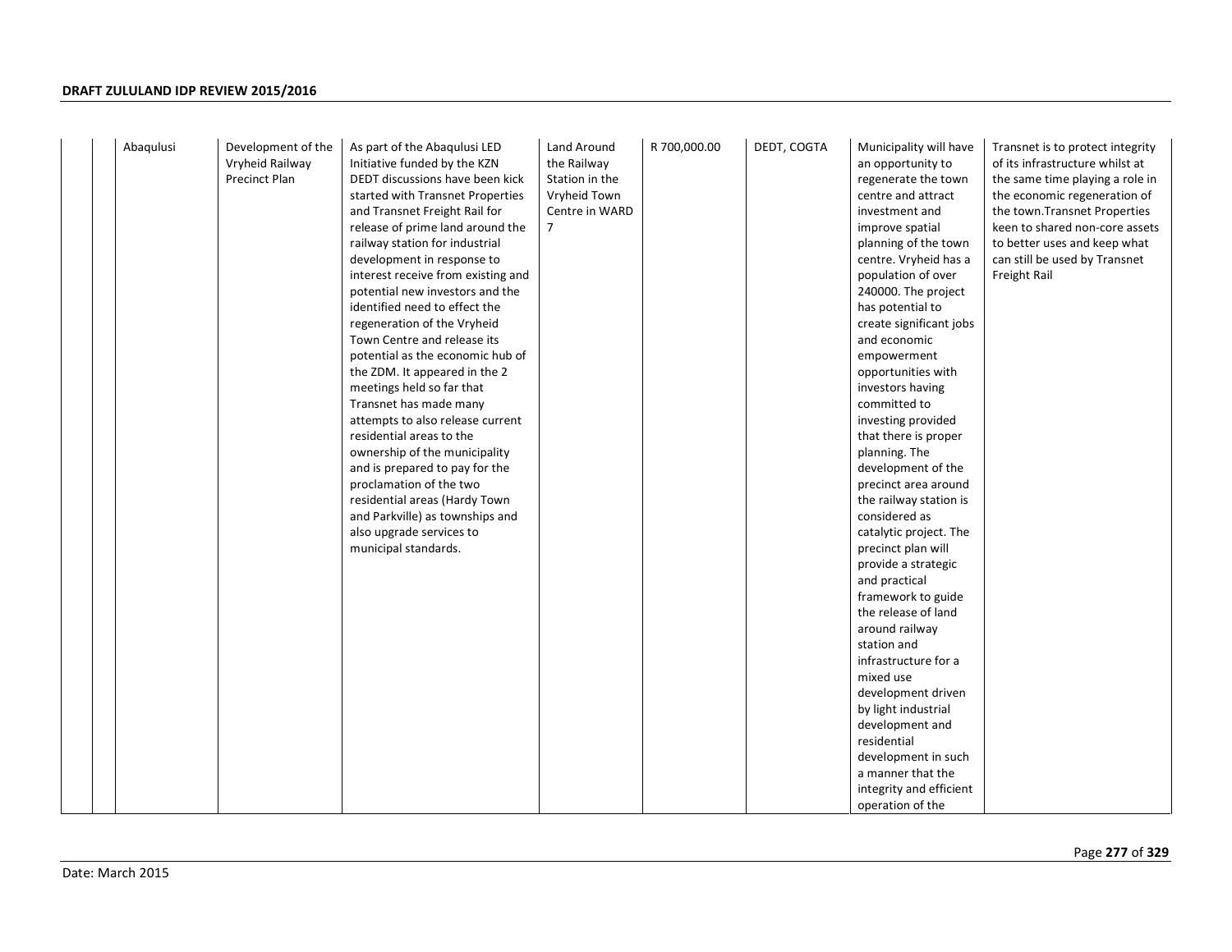| | | | | | | | | |
|---|---|---|---|---|---|---|---|---|
| | Abaqulusi | Development of the Vryheid Railway Precinct Plan | As part of the Abaqulusi LED Initiative funded by the KZN DEDT discussions have been kick started with Transnet Properties and Transnet Freight Rail for release of prime land around the railway station for industrial development in response to interest receive from existing and potential new investors and the identified need to effect the regeneration of the Vryheid Town Centre and release its potential as the economic hub of the ZDM. It appeared in the 2 meetings held so far that Transnet has made many attempts to also release current residential areas to the ownership of the municipality and is prepared to pay for the proclamation of the two residential areas (Hardy Town and Parkville) as townships and also upgrade services to municipal standards. | Land Around the Railway Station in the Vryheid Town Centre in WARD 7 | R 700,000.00 | DEDT, COGTA | Municipality will have an opportunity to regenerate the town centre and attract investment and improve spatial planning of the town centre. Vryheid has a population of over 240000. The project has potential to create significant jobs and economic empowerment opportunities with investors having committed to investing provided that there is proper planning. The development of the precinct area around the railway station is considered as catalytic project. The precinct plan will provide a strategic and practical framework to guide the release of land around railway station and infrastructure for a mixed use development driven by light industrial development and residential development in such a manner that the integrity and efficient operation of the | Transnet is to protect integrity of its infrastructure whilst at the same time playing a role in the economic regeneration of the town.Transnet Properties keen to shared non-core assets to better uses and keep what can still be used by Transnet Freight Rail |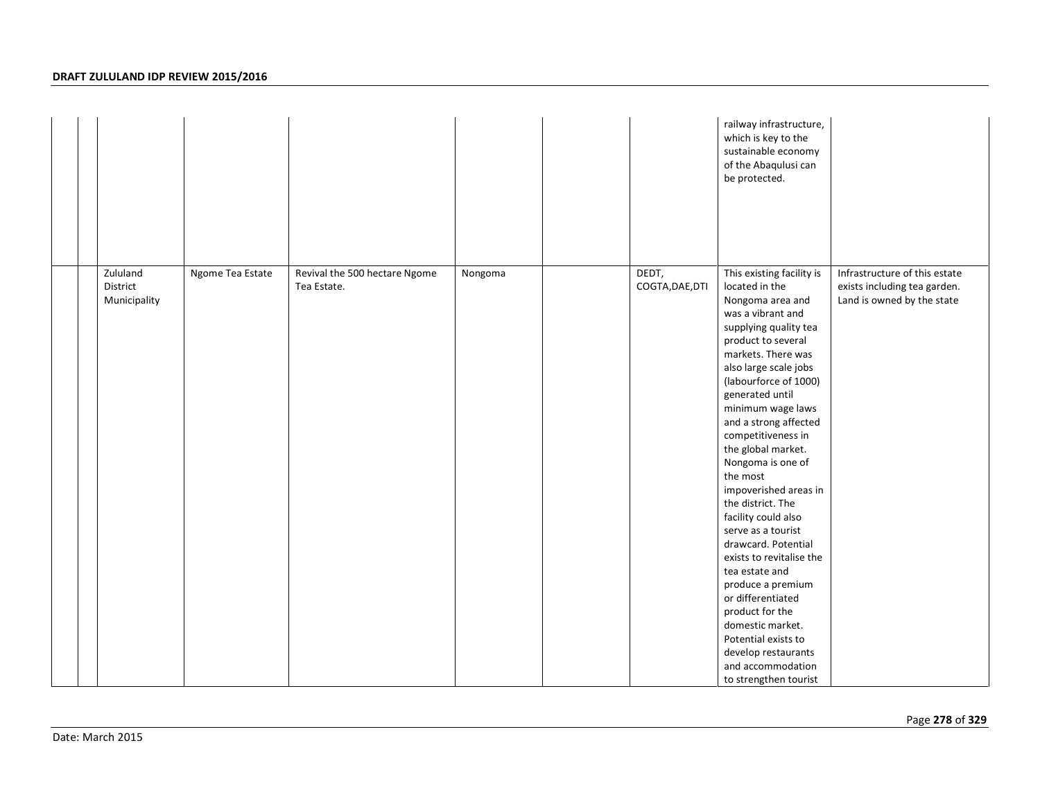| | | | | | | | | | |
|---|---|---|---|---|---|---|---|---|---|
| | | | | | | | | railway infrastructure, which is key to the sustainable economy of the Abaqulusi can be protected. | |
| | | Zululand District Municipality | Ngome Tea Estate | Revival the 500 hectare Ngome Tea Estate. | Nongoma | | DEDT, COGTA,DAE,DTI | This existing facility is located in the Nongoma area and was a vibrant and supplying quality tea product to several markets. There was also large scale jobs (labourforce of 1000) generated until minimum wage laws and a strong affected competitiveness in the global market. Nongoma is one of the most impoverished areas in the district. The facility could also serve as a tourist drawcard. Potential exists to revitalise the tea estate and produce a premium or differentiated product for the domestic market. Potential exists to develop restaurants and accommodation to strengthen tourist | Infrastructure of this estate exists including tea garden. Land is owned by the state |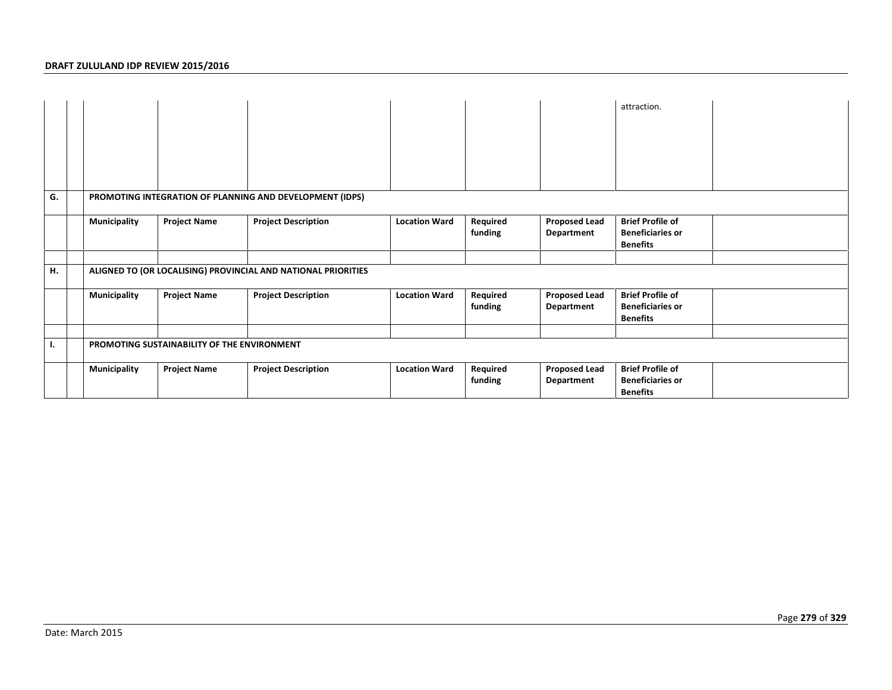| | | | | | | | | | |
|---|---|---|---|---|---|---|---|---|---|
| | | | | | | | | attraction. | |
| **G.** | | **PROMOTING INTEGRATION OF PLANNING AND DEVELOPMENT (IDPS)** | | | | | | | |
| | | **Municipality** | **Project Name** | **Project Description** | **Location Ward** | **Required funding** | **Proposed Lead Department** | **Brief Profile of Beneficiaries or Benefits** | |
| | | | | | | | | | |
| **H.** | | **ALIGNED TO (OR LOCALISING) PROVINCIAL AND NATIONAL PRIORITIES** | | | | | | | |
| | | **Municipality** | **Project Name** | **Project Description** | **Location Ward** | **Required funding** | **Proposed Lead Department** | **Brief Profile of Beneficiaries or Benefits** | |
| | | | | | | | | | |
| **I.** | | **PROMOTING SUSTAINABILITY OF THE ENVIRONMENT** | | | | | | | |
| | | **Municipality** | **Project Name** | **Project Description** | **Location Ward** | **Required funding** | **Proposed Lead Department** | **Brief Profile of Beneficiaries or Benefits** | |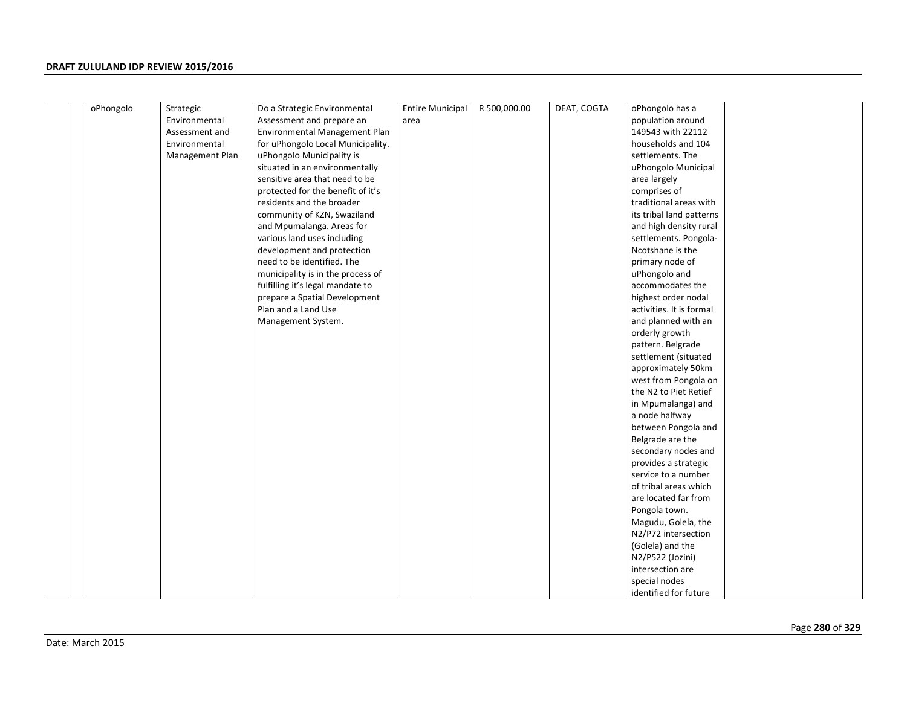| | | | | | | | | | |
|---|---|---|---|---|---|---|---|---|---|
| | | oPhongolo | Strategic Environmental Assessment and Environmental Management Plan | Do a Strategic Environmental Assessment and prepare an Environmental Management Plan for uPhongolo Local Municipality. uPhongolo Municipality is situated in an environmentally sensitive area that need to be protected for the benefit of it's residents and the broader community of KZN, Swaziland and Mpumalanga. Areas for various land uses including development and protection need to be identified. The municipality is in the process of fulfilling it's legal mandate to prepare a Spatial Development Plan and a Land Use Management System. | Entire Municipal area | R 500,000.00 | DEAT, COGTA | oPhongolo has a population around 149543 with 22112 households and 104 settlements. The uPhongolo Municipal area largely comprises of traditional areas with its tribal land patterns and high density rural settlements. Pongola-Ncotshane is the primary node of uPhongolo and accommodates the highest order nodal activities. It is formal and planned with an orderly growth pattern. Belgrade settlement (situated approximately 50km west from Pongola on the N2 to Piet Retief in Mpumalanga) and a node halfway between Pongola and Belgrade are the secondary nodes and provides a strategic service to a number of tribal areas which are located far from Pongola town. Magudu, Golela, the N2/P72 intersection (Golela) and the N2/P522 (Jozini) intersection are special nodes identified for future | |

Date: March 2015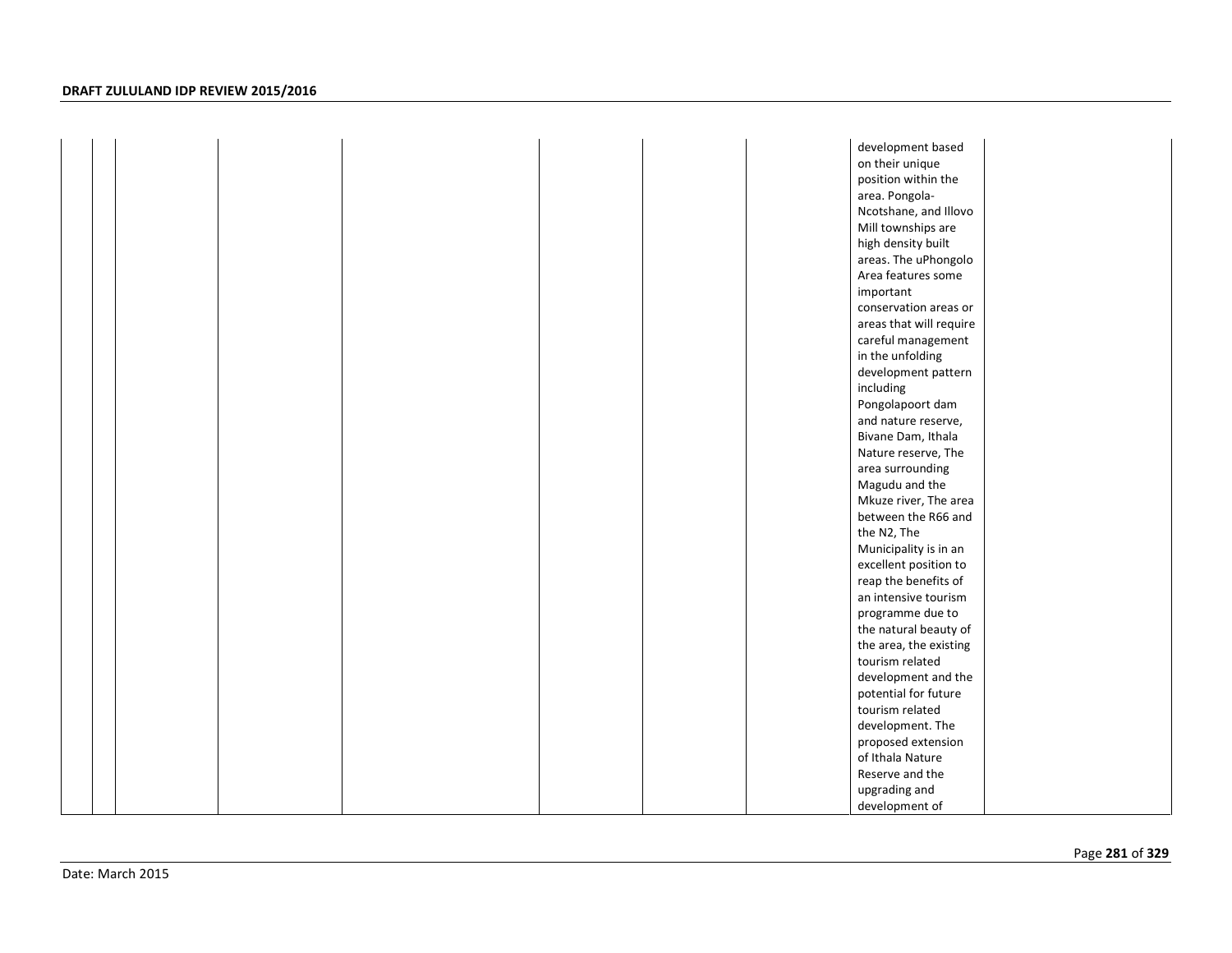| | | | | | | | | | |
|---|---|---|---|---|---|---|---|---|---|
| | | | | | | | | development based on their unique position within the area. Pongola-Ncotshane, and Illovo Mill townships are high density built areas. The uPhongolo Area features some important conservation areas or areas that will require careful management in the unfolding development pattern including Pongolapoort dam and nature reserve, Bivane Dam, Ithala Nature reserve, The area surrounding Magudu and the Mkuze river, The area between the R66 and the N2, The Municipality is in an excellent position to reap the benefits of an intensive tourism programme due to the natural beauty of the area, the existing tourism related development and the potential for future tourism related development. The proposed extension of Ithala Nature Reserve and the upgrading and development of | |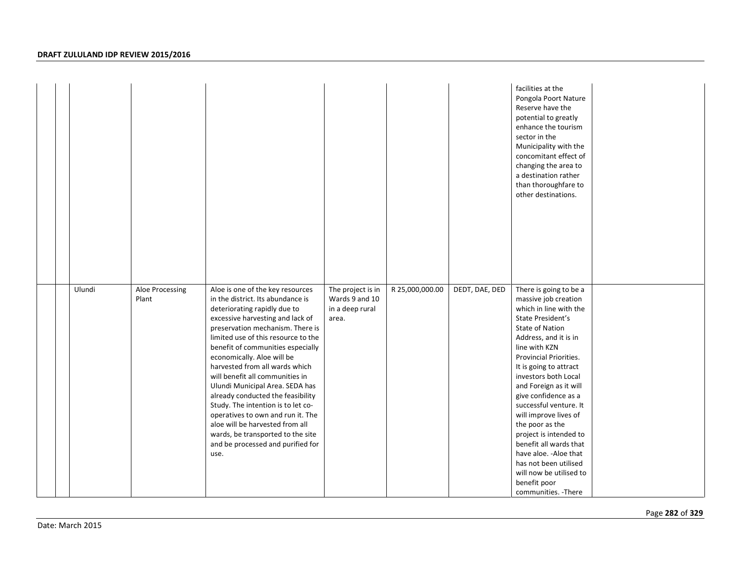| | | | | | | | | | |
|---|---|---|---|---|---|---|---|---|---|
| | | | | | | | | facilities at the Pongola Poort Nature Reserve have the potential to greatly enhance the tourism sector in the Municipality with the concomitant effect of changing the area to a destination rather than thoroughfare to other destinations. | |
| | | Ulundi | Aloe Processing Plant | Aloe is one of the key resources in the district. Its abundance is deteriorating rapidly due to excessive harvesting and lack of preservation mechanism. There is limited use of this resource to the benefit of communities especially economically. Aloe will be harvested from all wards which will benefit all communities in Ulundi Municipal Area. SEDA has already conducted the feasibility Study. The intention is to let co-operatives to own and run it. The aloe will be harvested from all wards, be transported to the site and be processed and purified for use. | The project is in Wards 9 and 10 in a deep rural area. | R 25,000,000.00 | DEDT, DAE, DED | There is going to be a massive job creation which in line with the State President's State of Nation Address, and it is in line with KZN Provincial Priorities. It is going to attract investors both Local and Foreign as it will give confidence as a successful venture. It will improve lives of the poor as the project is intended to benefit all wards that have aloe. -Aloe that has not been utilised will now be utilised to benefit poor communities. -There | |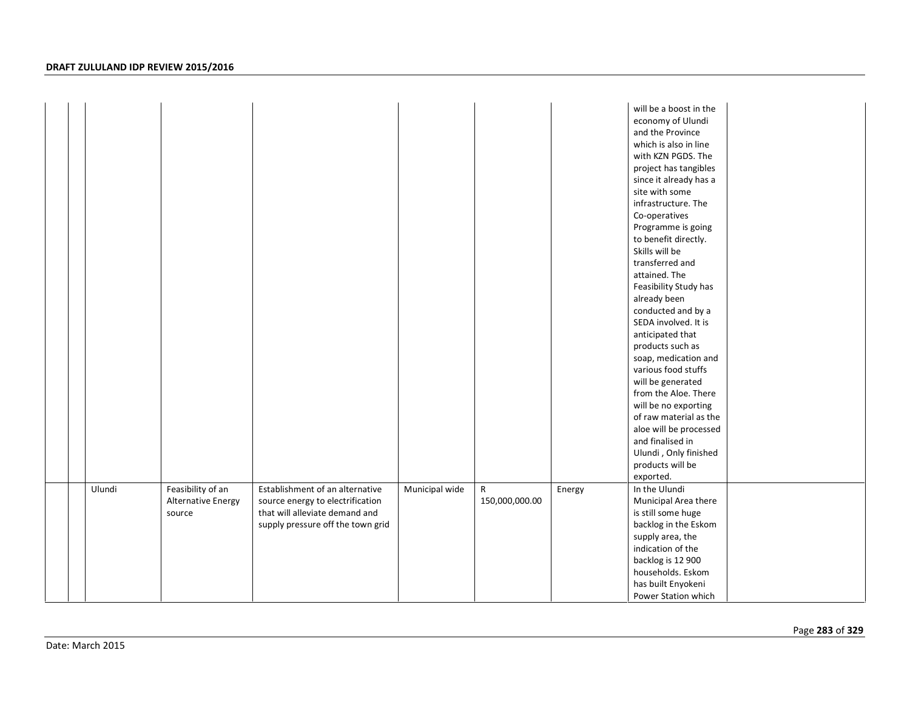| | | | | | | | | | |
|---|---|---|---|---|---|---|---|---|---|
| | | | | | | | | will be a boost in the economy of Ulundi and the Province which is also in line with KZN PGDS. The project has tangibles since it already has a site with some infrastructure. The Co-operatives Programme is going to benefit directly. Skills will be transferred and attained. The Feasibility Study has already been conducted and by a SEDA involved. It is anticipated that products such as soap, medication and various food stuffs will be generated from the Aloe. There will be no exporting of raw material as the aloe will be processed and finalised in Ulundi , Only finished products will be exported. | |
| | | Ulundi | Feasibility of an Alternative Energy source | Establishment of an alternative source energy to electrification that will alleviate demand and supply pressure off the town grid | Municipal wide | R 150,000,000.00 | Energy | In the Ulundi Municipal Area there is still some huge backlog in the Eskom supply area, the indication of the backlog is 12 900 households. Eskom has built Enyokeni Power Station which | |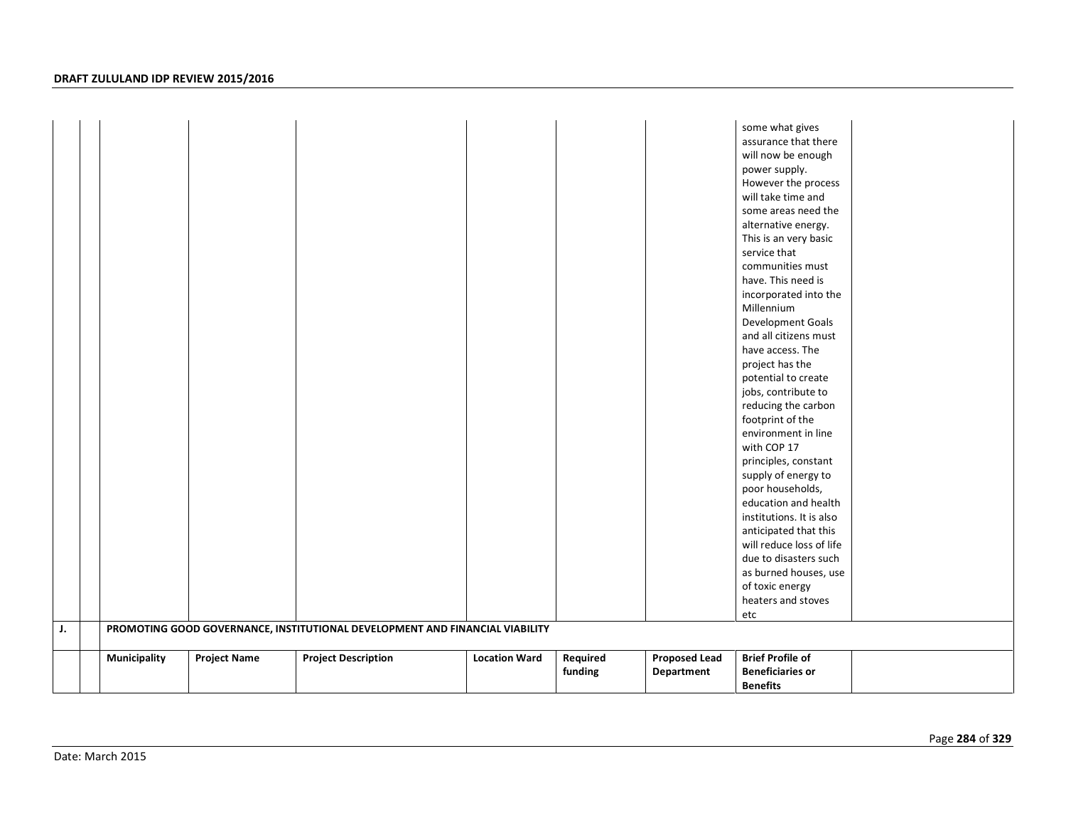| | | | | | | | | | |
|---|---|---|---|---|---|---|---|---|---|
| | | | | | | | | some what gives assurance that there will now be enough power supply. However the process will take time and some areas need the alternative energy. This is an very basic service that communities must have. This need is incorporated into the Millennium Development Goals and all citizens must have access. The project has the potential to create jobs, contribute to reducing the carbon footprint of the environment in line with COP 17 principles, constant supply of energy to poor households, education and health institutions. It is also anticipated that this will reduce loss of life due to disasters such as burned houses, use of toxic energy heaters and stoves etc | |
| **J.** | | **PROMOTING GOOD GOVERNANCE, INSTITUTIONAL DEVELOPMENT AND FINANCIAL VIABILITY** | | | | | | | |
| | | **Municipality** | **Project Name** | **Project Description** | **Location Ward** | **Required funding** | **Proposed Lead Department** | **Brief Profile of Beneficiaries or Benefits** | |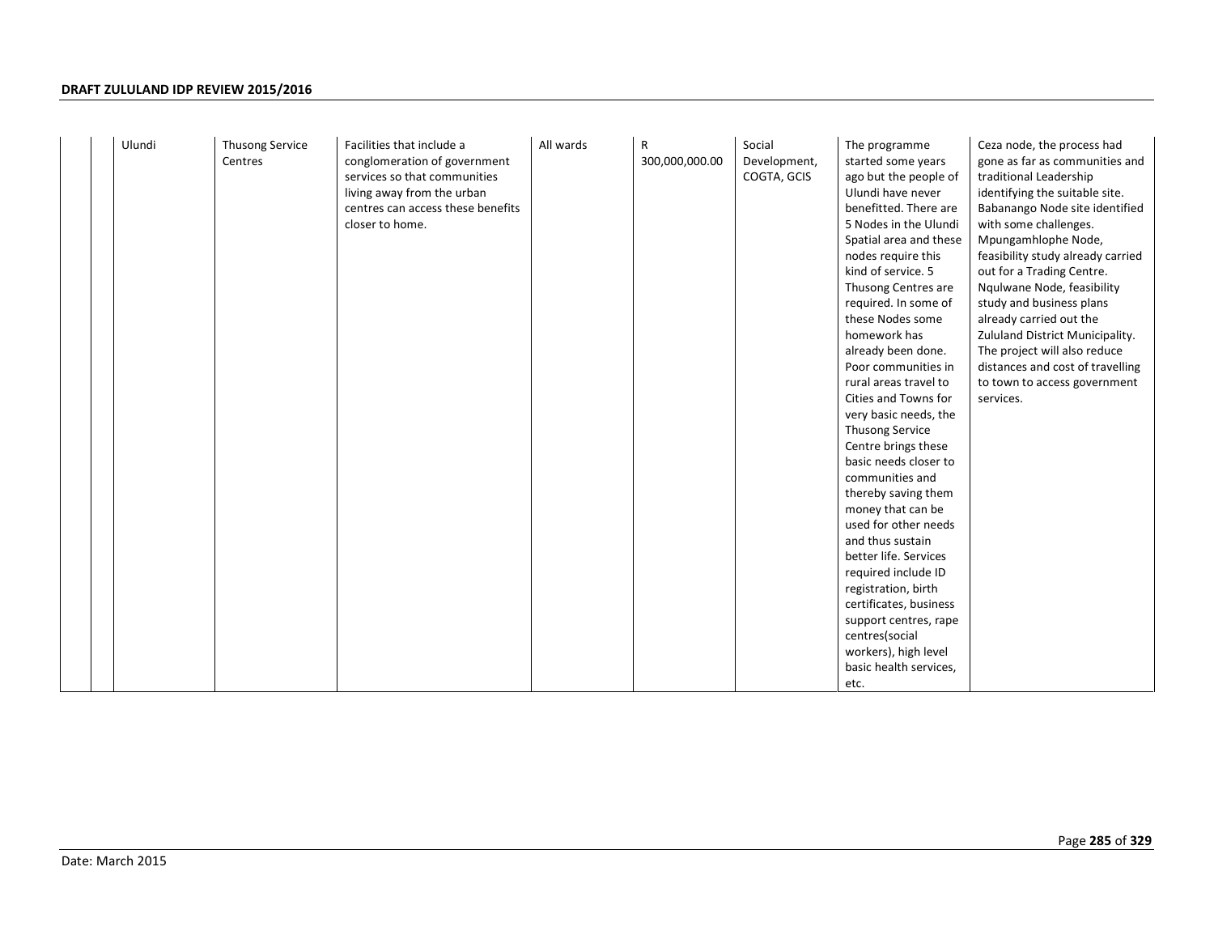| | | | | | | | | |
|---|---|---|---|---|---|---|---|---|
| | | Ulundi | Thusong Service Centres | Facilities that include a conglomeration of government services so that communities living away from the urban centres can access these benefits closer to home. | All wards | R 300,000,000.00 | Social Development, COGTA, GCIS | The programme started some years ago but the people of Ulundi have never benefitted. There are 5 Nodes in the Ulundi Spatial area and these nodes require this kind of service. 5 Thusong Centres are required. In some of these Nodes some homework has already been done. Poor communities in rural areas travel to Cities and Towns for very basic needs, the Thusong Service Centre brings these basic needs closer to communities and thereby saving them money that can be used for other needs and thus sustain better life. Services required include ID registration, birth certificates, business support centres, rape centres(social workers), high level basic health services, etc. | Ceza node, the process had gone as far as communities and traditional Leadership identifying the suitable site. Babanango Node site identified with some challenges. Mpungamhlophe Node, feasibility study already carried out for a Trading Centre. Nqulwane Node, feasibility study and business plans already carried out the Zululand District Municipality. The project will also reduce distances and cost of travelling to town to access government services. |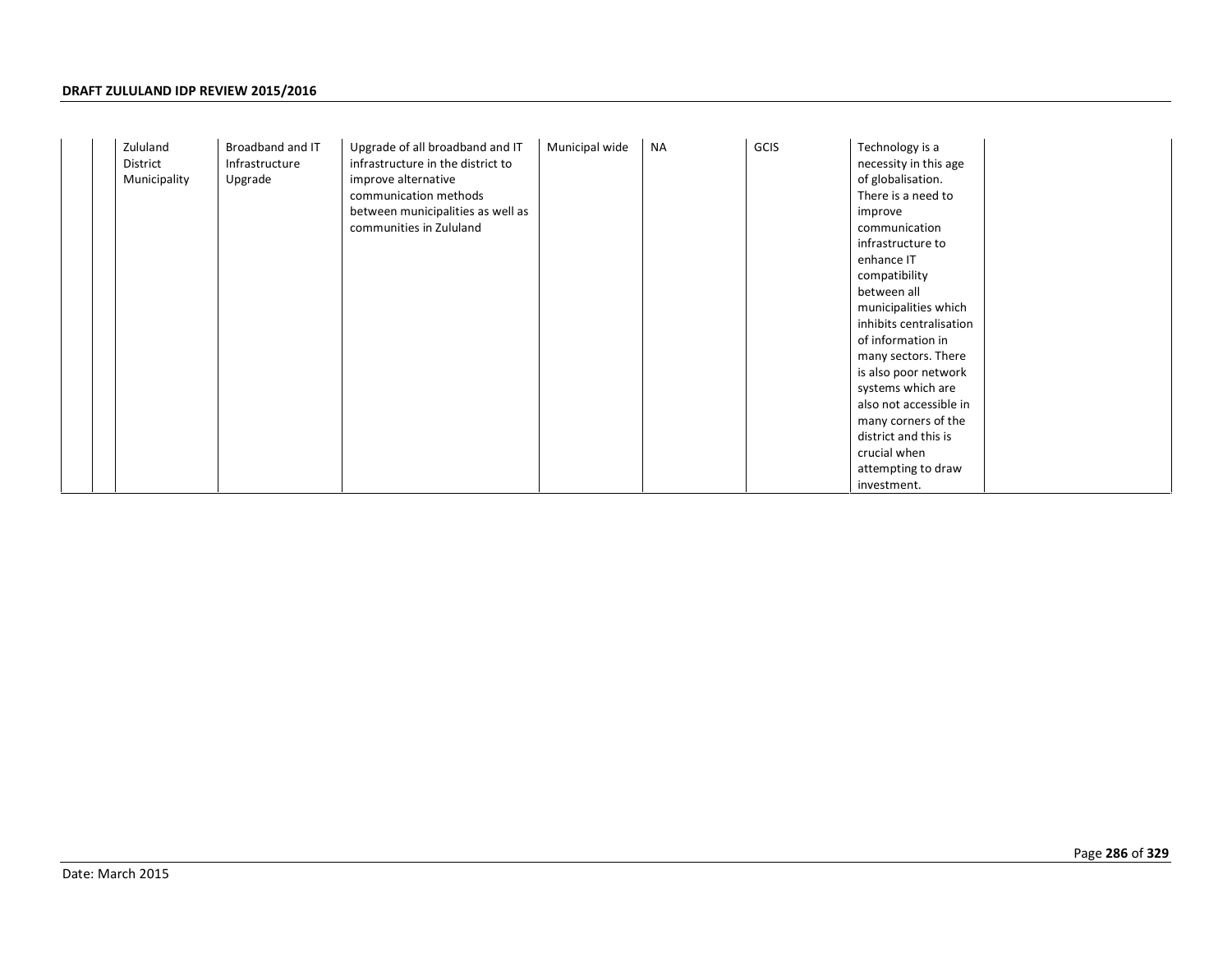|  |  |  |  |  |  |  |  |  |  |
|---|---|---|---|---|---|---|---|---|---|
|  |  | Zululand District Municipality | Broadband and IT Infrastructure Upgrade | Upgrade of all broadband and IT infrastructure in the district to improve alternative communication methods between municipalities as well as communities in Zululand | Municipal wide | NA | GCIS | Technology is a necessity in this age of globalisation. There is a need to improve communication infrastructure to enhance IT compatibility between all municipalities which inhibits centralisation of information in many sectors. There is also poor network systems which are also not accessible in many corners of the district and this is crucial when attempting to draw investment. |  |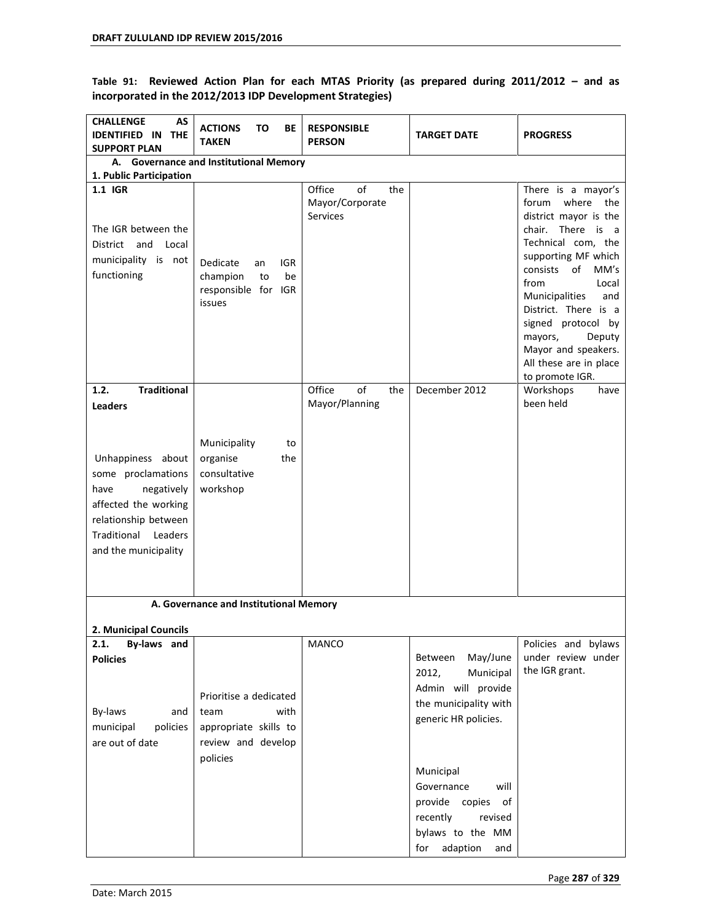**Table 91: Reviewed Action Plan for each MTAS Priority (as prepared during 2011/2012 – and as incorporated in the 2012/2013 IDP Development Strategies)**

| CHALLENGE AS IDENTIFIED IN THE SUPPORT PLAN | ACTIONS TO BE TAKEN | RESPONSIBLE PERSON | TARGET DATE | PROGRESS |
|---|---|---|---|---|
| **A. Governance and Institutional Memory** | | | | |
| **1. Public Participation** | | | | |
| **1.1 IGR**<br><br>The IGR between the District and Local municipality is not functioning | Dedicate an IGR champion to be responsible for IGR issues | Office of the Mayor/Corporate Services | | There is a mayor's forum where the district mayor is the chair. There is a Technical com, the supporting MF which consists of MM's from Local Municipalities and District. There is a signed protocol by mayors, Deputy Mayor and speakers. All these are in place to promote IGR. |
| **1.2. Traditional Leaders**<br><br>Unhappiness about some proclamations have negatively affected the working relationship between Traditional Leaders and the municipality | Municipality to organise the consultative workshop | Office of the Mayor/Planning | December 2012 | Workshops have been held |
| **A. Governance and Institutional Memory** | | | | |
| **2. Municipal Councils** | | | | |
| **2.1. By-laws and Policies**<br><br>By-laws and municipal policies are out of date | Prioritise a dedicated team with appropriate skills to review and develop policies | MANCO | Between May/June 2012, Municipal Admin will provide the municipality with generic HR policies.<br><br>Municipal Governance will provide copies of recently revised bylaws to the MM for adaption and | Policies and bylaws under review under the IGR grant. |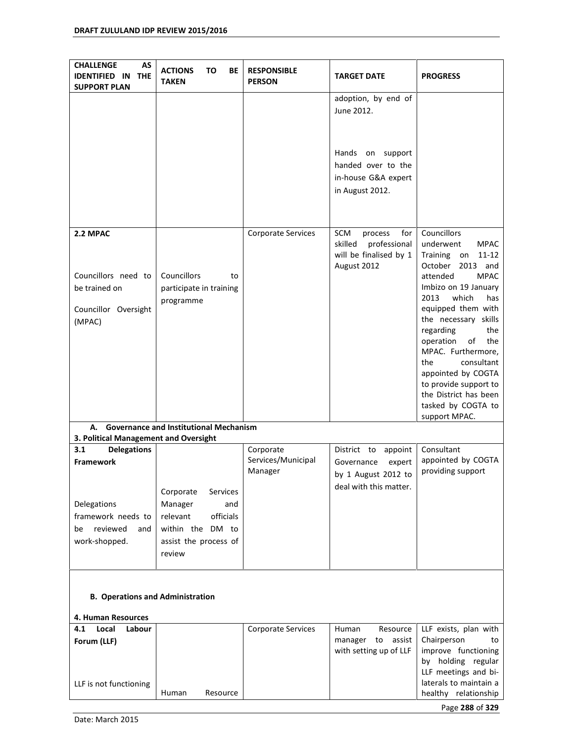| CHALLENGE AS IDENTIFIED IN THE SUPPORT PLAN | ACTIONS TO BE TAKEN | RESPONSIBLE PERSON | TARGET DATE | PROGRESS |
|---|---|---|---|---|
| | | | adoption, by end of June 2012.<br><br>Hands on support handed over to the in-house G&A expert in August 2012. | |
| **2.2 MPAC**<br><br>Councillors need to be trained on<br><br>Councillor Oversight (MPAC) | Councillors to participate in training programme | Corporate Services | SCM process for skilled professional will be finalised by 1 August 2012 | Councillors underwent MPAC Training on 11-12 October 2013 and attended MPAC Imbizo on 19 January 2013 which has equipped them with the necessary skills regarding the operation of the MPAC. Furthermore, the consultant appointed by COGTA to provide support to the District has been tasked by COGTA to support MPAC. |
| **A. Governance and Institutional Mechanism**<br>**3. Political Management and Oversight** | | | | |
| **3.1 Delegations Framework**<br><br>Delegations framework needs to be reviewed and work-shopped. | Corporate Services Manager and relevant officials within the DM to assist the process of review | Corporate Services/Municipal Manager | District to appoint Governance expert by 1 August 2012 to deal with this matter. | Consultant appointed by COGTA providing support |
| **B. Operations and Administration**<br><br>**4. Human Resources** | | | | |
| **4.1 Local Labour Forum (LLF)**<br><br>LLF is not functioning | Human Resource | Corporate Services | Human Resource manager to assist with setting up of LLF | LLF exists, plan with Chairperson to improve functioning by holding regular LLF meetings and bi-laterals to maintain a healthy relationship |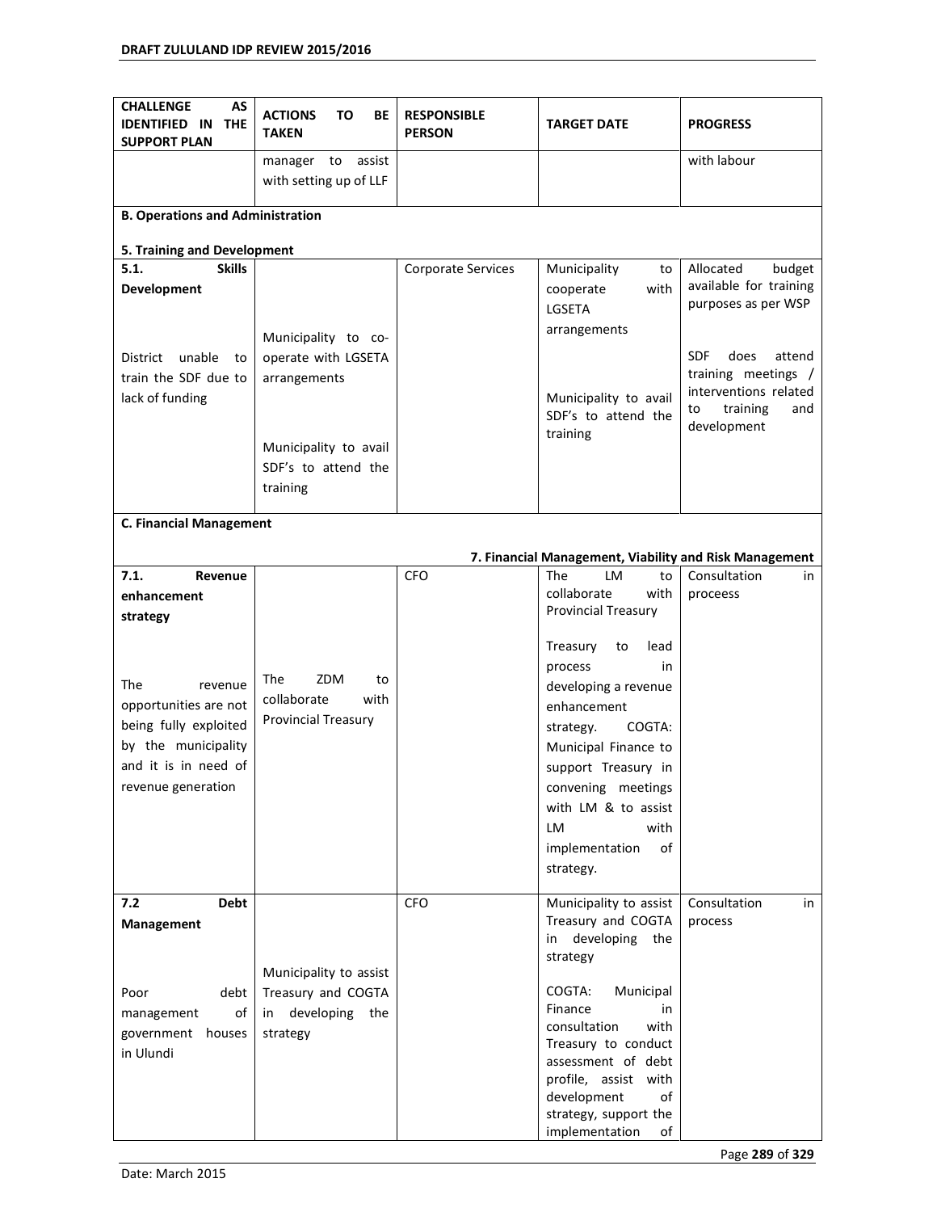| CHALLENGE AS IDENTIFIED IN THE SUPPORT PLAN | ACTIONS TO BE TAKEN | RESPONSIBLE PERSON | TARGET DATE | PROGRESS |
|---|---|---|---|---|
| | manager to assist with setting up of LLF | | | with labour |
| **B. Operations and Administration**<br><br>**5. Training and Development** | | | | |
| **5.1. Skills Development**<br><br>District unable to train the SDF due to lack of funding | Municipality to co-operate with LGSETA arrangements<br><br>Municipality to avail SDF's to attend the training | Corporate Services | Municipality to cooperate with LGSETA arrangements<br><br>Municipality to avail SDF's to attend the training | Allocated budget available for training purposes as per WSP<br><br>SDF does attend training meetings / interventions related to training and development |
| **C. Financial Management**<br><br>**7. Financial Management, Viability and Risk Management** | | | | |
| **7.1. Revenue enhancement strategy**<br><br>The revenue opportunities are not being fully exploited by the municipality and it is in need of revenue generation | The ZDM to collaborate with Provincial Treasury | CFO | The LM to collaborate with Provincial Treasury<br><br>Treasury to lead process in developing a revenue enhancement strategy. COGTA: Municipal Finance to support Treasury in convening meetings with LM & to assist LM with implementation of strategy. | Consultation in proceess |
| **7.2 Debt Management**<br><br>Poor debt management of government houses in Ulundi | Municipality to assist Treasury and COGTA in developing the strategy | CFO | Municipality to assist Treasury and COGTA in developing the strategy<br><br>COGTA: Municipal Finance in consultation with Treasury to conduct assessment of debt profile, assist with development of strategy, support the implementation of | Consultation in process |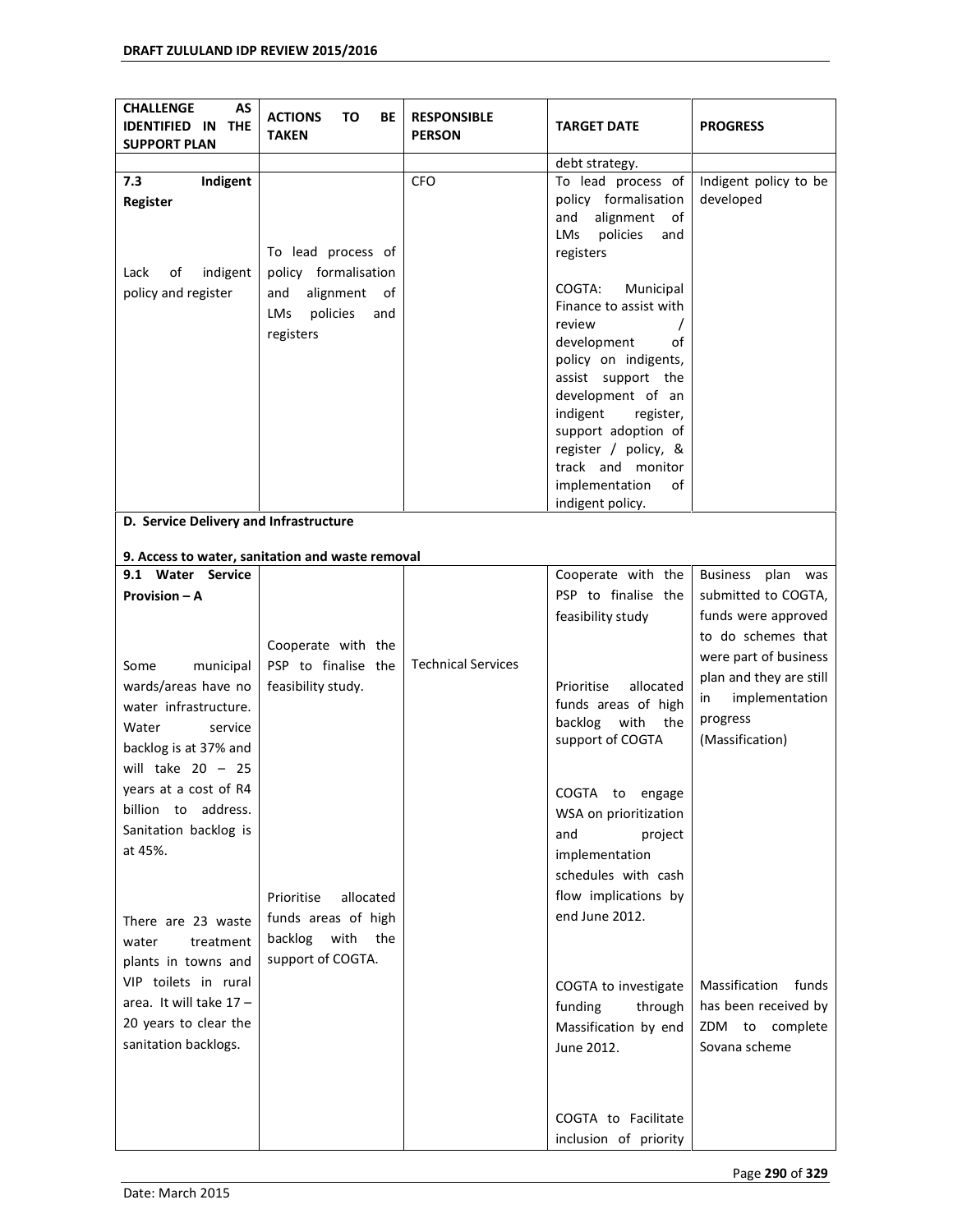| CHALLENGE AS IDENTIFIED IN THE SUPPORT PLAN | ACTIONS TO BE TAKEN | RESPONSIBLE PERSON | TARGET DATE | PROGRESS |
|---|---|---|---|---|
| | | | debt strategy. | |
| **7.3 Indigent Register**<br><br>Lack of indigent policy and register | To lead process of policy formalisation and alignment of LMs policies and registers | CFO | To lead process of policy formalisation and alignment of LMs policies and registers<br><br>COGTA: Municipal Finance to assist with review / development of policy on indigents, assist support the development of an indigent register, support adoption of register / policy, & track and monitor implementation of indigent policy. | Indigent policy to be developed |
| **D. Service Delivery and Infrastructure**<br><br>**9. Access to water, sanitation and waste removal** | | | | |
| **9.1 Water Service Provision – A**<br><br>Some municipal wards/areas have no water infrastructure. Water service backlog is at 37% and will take 20 – 25 years at a cost of R4 billion to address. Sanitation backlog is at 45%.<br><br>There are 23 waste water treatment plants in towns and VIP toilets in rural area. It will take 17 – 20 years to clear the sanitation backlogs. | Cooperate with the PSP to finalise the feasibility study.<br><br>Prioritise allocated funds areas of high backlog with the support of COGTA. | Technical Services | Cooperate with the PSP to finalise the feasibility study<br><br>Prioritise allocated funds areas of high backlog with the support of COGTA<br><br>COGTA to engage WSA on prioritization and project implementation schedules with cash flow implications by end June 2012.<br><br>COGTA to investigate funding through Massification by end June 2012.<br><br>COGTA to Facilitate inclusion of priority | Business plan was submitted to COGTA, funds were approved to do schemes that were part of business plan and they are still in implementation progress (Massification)<br><br>Massification funds has been received by ZDM to complete Sovana scheme |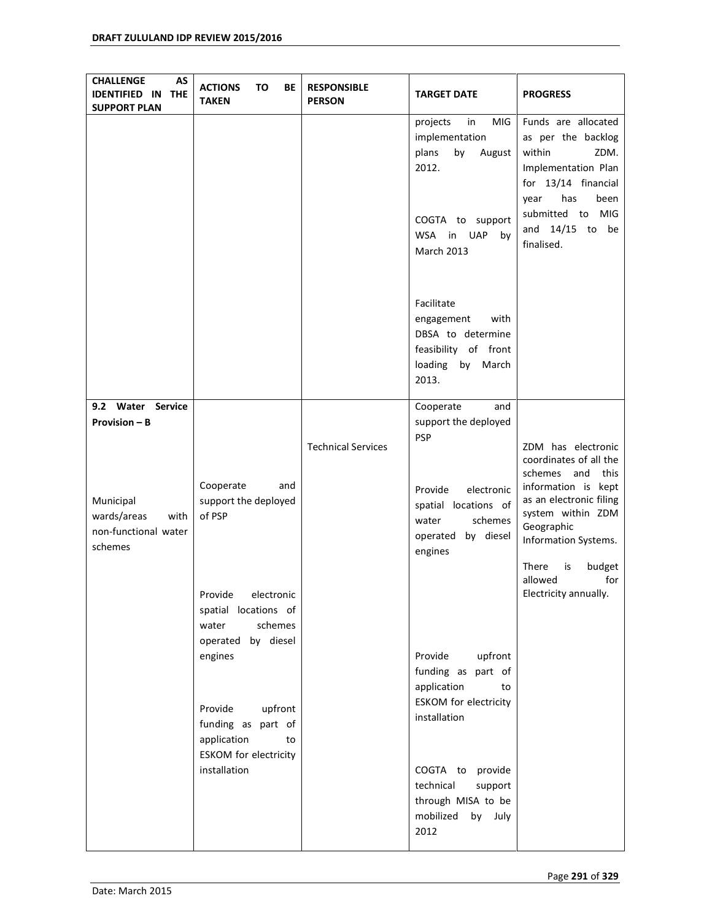| CHALLENGE AS IDENTIFIED IN THE SUPPORT PLAN | ACTIONS TO BE TAKEN | RESPONSIBLE PERSON | TARGET DATE | PROGRESS |
|---|---|---|---|---|
| | | | projects in MIG implementation plans by August 2012.<br><br>COGTA to support WSA in UAP by March 2013<br><br>Facilitate engagement with DBSA to determine feasibility of front loading by March 2013. | Funds are allocated as per the backlog within ZDM. Implementation Plan for 13/14 financial year has been submitted to MIG and 14/15 to be finalised. |
| **9.2 Water Service Provision – B**<br><br>Municipal wards/areas with non-functional water schemes | Cooperate and support the deployed of PSP<br><br>Provide electronic spatial locations of water schemes operated by diesel engines<br><br>Provide upfront funding as part of application to ESKOM for electricity installation | Technical Services | Cooperate and support the deployed PSP<br><br>Provide electronic spatial locations of water schemes operated by diesel engines<br><br>Provide upfront funding as part of application to ESKOM for electricity installation<br><br>COGTA to provide technical support through MISA to be mobilized by July 2012 | ZDM has electronic coordinates of all the schemes and this information is kept as an electronic filing system within ZDM Geographic Information Systems.<br><br>There is budget allowed for Electricity annually. |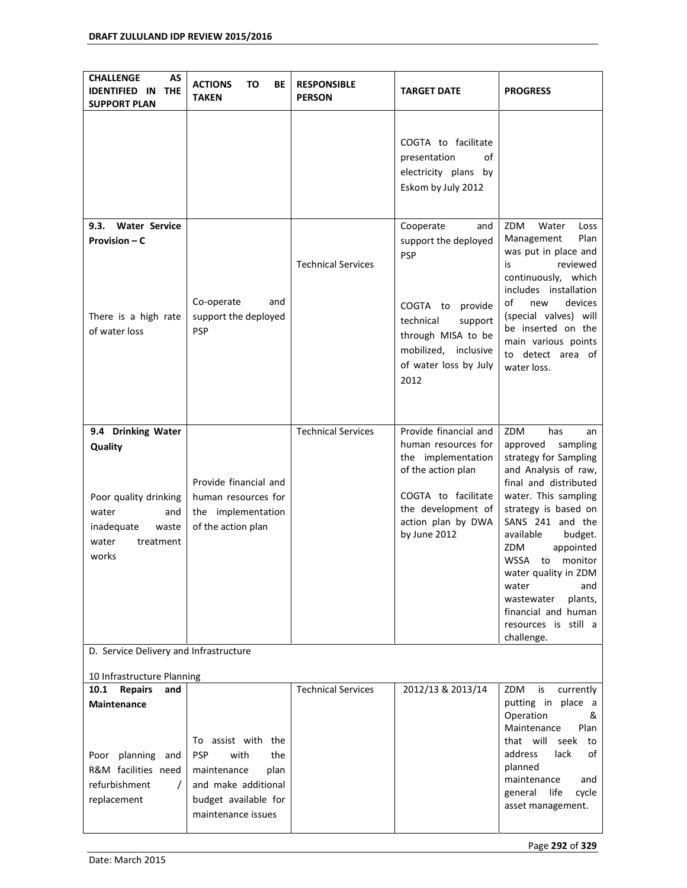| CHALLENGE AS IDENTIFIED IN THE SUPPORT PLAN | ACTIONS TO BE TAKEN | RESPONSIBLE PERSON | TARGET DATE | PROGRESS |
|---|---|---|---|---|
| | | | COGTA to facilitate presentation of electricity plans by Eskom by July 2012 | |
| **9.3. Water Service Provision – C**<br><br>There is a high rate of water loss | Co-operate and support the deployed PSP | Technical Services | Cooperate and support the deployed PSP<br><br>COGTA to provide technical support through MISA to be mobilized, inclusive of water loss by July 2012 | ZDM Water Loss Management Plan was put in place and is reviewed continuously, which includes installation of new devices (special valves) will be inserted on the main various points to detect area of water loss. |
| **9.4 Drinking Water Quality**<br><br>Poor quality drinking water and inadequate waste water treatment works | Provide financial and human resources for the implementation of the action plan | Technical Services | Provide financial and human resources for the implementation of the action plan<br><br>COGTA to facilitate the development of action plan by DWA by June 2012 | ZDM has an approved sampling strategy for Sampling and Analysis of raw, final and distributed water. This sampling strategy is based on SANS 241 and the available budget. ZDM appointed WSSA to monitor water quality in ZDM water and wastewater plants, financial and human resources is still a challenge. |
| D. Service Delivery and Infrastructure<br><br>10 Infrastructure Planning | | | | |
| **10.1 Repairs and Maintenance**<br><br>Poor planning and R&M facilities need refurbishment / replacement | To assist with the PSP with the maintenance plan and make additional budget available for maintenance issues | Technical Services | 2012/13 & 2013/14 | ZDM is currently putting in place a Operation & Maintenance Plan that will seek to address lack of planned maintenance and general life cycle asset management. |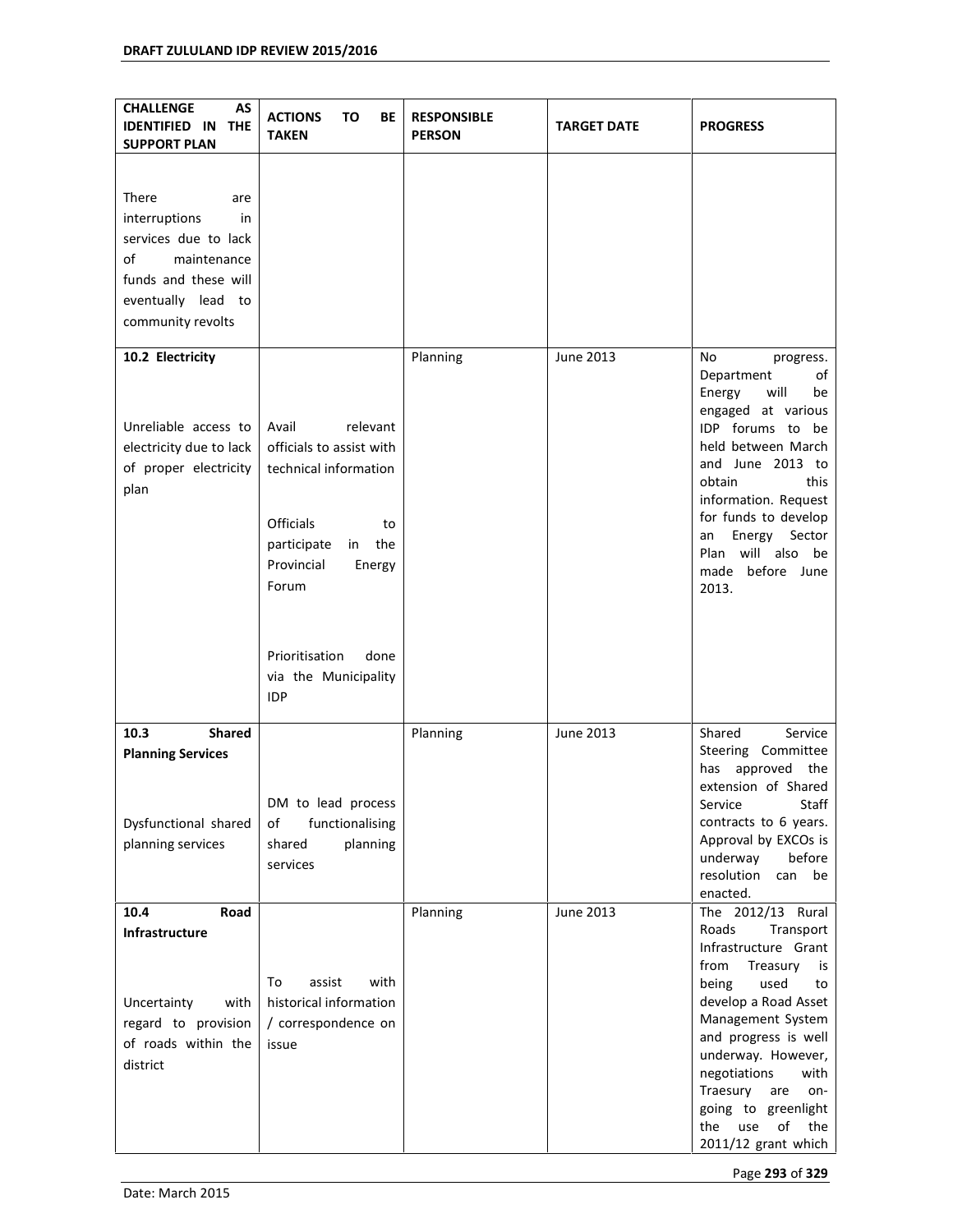| CHALLENGE AS IDENTIFIED IN THE SUPPORT PLAN | ACTIONS TO BE TAKEN | RESPONSIBLE PERSON | TARGET DATE | PROGRESS |
|---|---|---|---|---|
| There are interruptions in services due to lack of maintenance funds and these will eventually lead to community revolts | | | | |
| **10.2 Electricity**<br><br>Unreliable access to electricity due to lack of proper electricity plan | Avail relevant officials to assist with technical information<br><br>Officials to participate in the Provincial Energy Forum<br><br>Prioritisation done via the Municipality IDP | Planning | June 2013 | No progress. Department of Energy will be engaged at various IDP forums to be held between March and June 2013 to obtain this information. Request for funds to develop an Energy Sector Plan will also be made before June 2013. |
| **10.3 Shared Planning Services**<br><br>Dysfunctional shared planning services | DM to lead process of functionalising shared planning services | Planning | June 2013 | Shared Service Steering Committee has approved the extension of Shared Service Staff contracts to 6 years. Approval by EXCOs is underway before resolution can be enacted. |
| **10.4 Road Infrastructure**<br><br>Uncertainty with regard to provision of roads within the district | To assist with historical information / correspondence on issue | Planning | June 2013 | The 2012/13 Rural Roads Transport Infrastructure Grant from Treasury is being used to develop a Road Asset Management System and progress is well underway. However, negotiations with Traesury are on-going to greenlight the use of the 2011/12 grant which |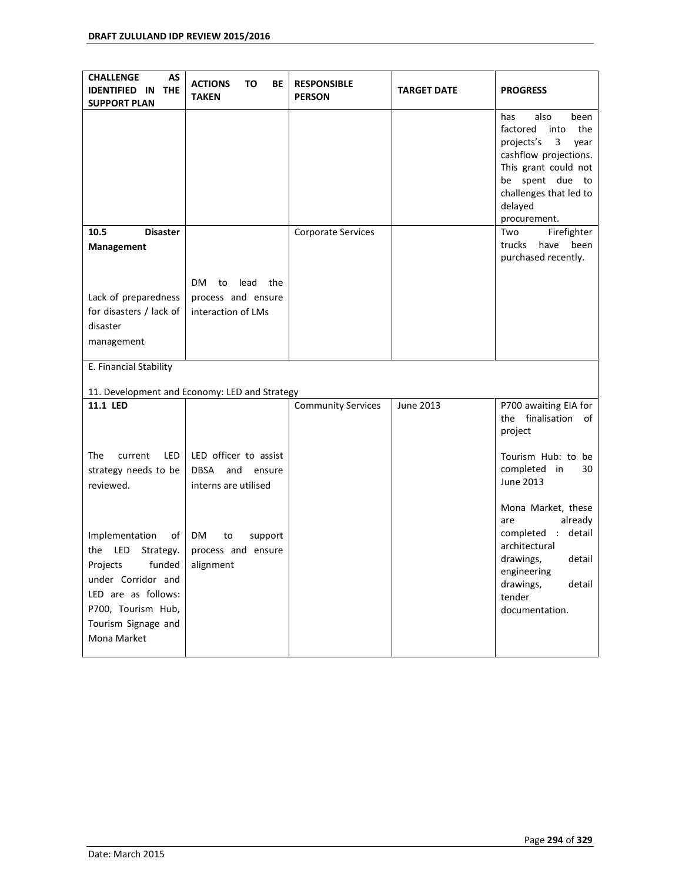| CHALLENGE AS IDENTIFIED IN THE SUPPORT PLAN | ACTIONS TO BE TAKEN | RESPONSIBLE PERSON | TARGET DATE | PROGRESS |
|---|---|---|---|---|
| | | | | has also been factored into the projects's 3 year cashflow projections. This grant could not be spent due to challenges that led to delayed procurement. |
| **10.5 Disaster Management**<br><br>Lack of preparedness for disasters / lack of disaster management | DM to lead the process and ensure interaction of LMs | Corporate Services | | Two Firefighter trucks have been purchased recently. |
| E. Financial Stability<br><br>11. Development and Economy: LED and Strategy | | | | |
| **11.1 LED**<br><br>The current LED strategy needs to be reviewed.<br><br>Implementation of the LED Strategy. Projects funded under Corridor and LED are as follows: P700, Tourism Hub, Tourism Signage and Mona Market | LED officer to assist DBSA and ensure interns are utilised<br><br>DM to support process and ensure alignment | Community Services | June 2013 | P700 awaiting EIA for the finalisation of project<br><br>Tourism Hub: to be completed in 30 June 2013<br><br>Mona Market, these are already completed : detail architectural drawings, detail engineering drawings, detail tender documentation. |